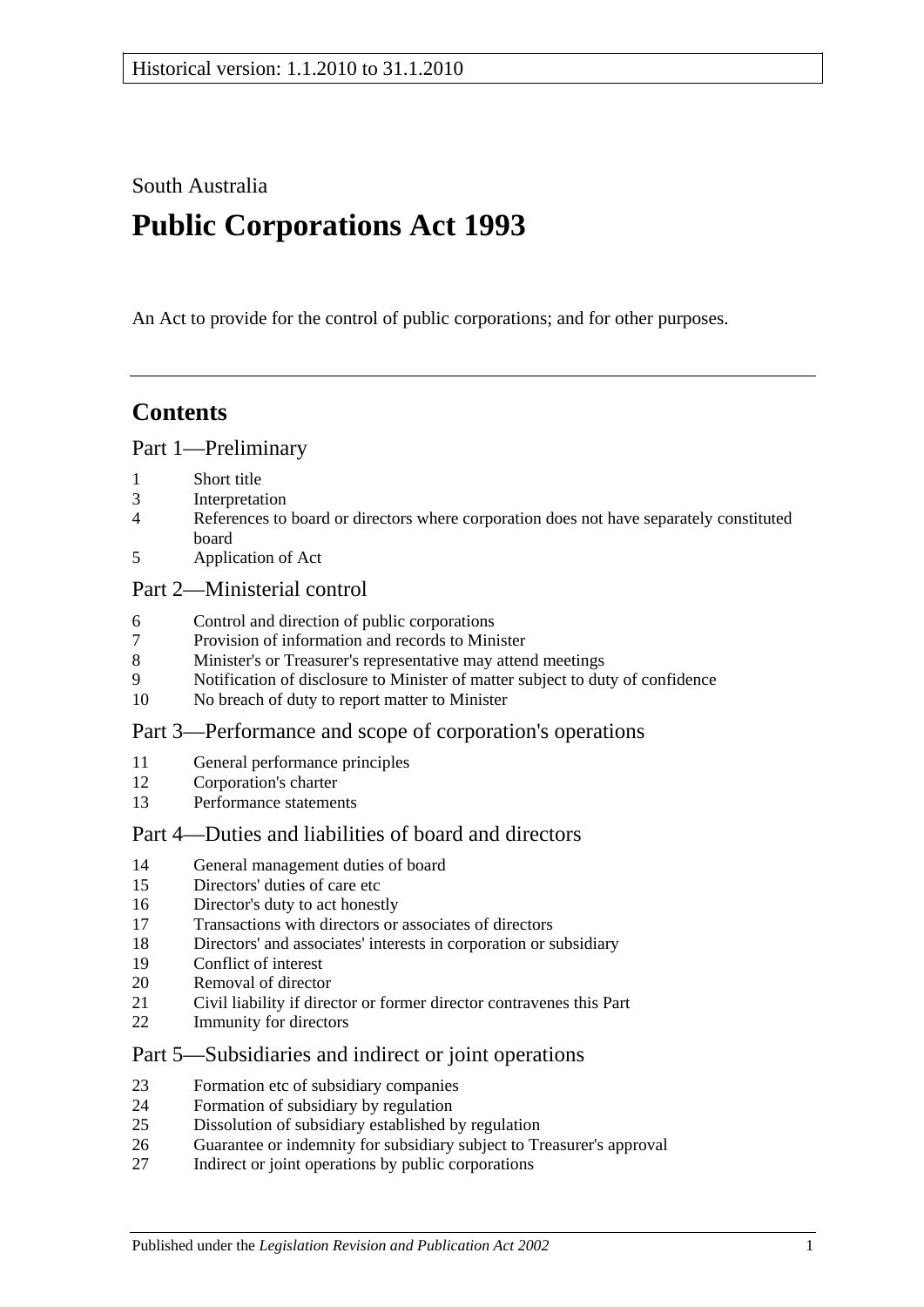Historical version: 1.1.2010 to 31.1.2010

South Australia

# Public Corporations Act 1993

An Act to provide for the control of public corporations; and for other purposes.

## Contents

### Part 1—Preliminary

1 Short title
3 Interpretation
4 References to board or directors where corporation does not have separately constituted board
5 Application of Act

### Part 2—Ministerial control

6 Control and direction of public corporations
7 Provision of information and records to Minister
8 Minister's or Treasurer's representative may attend meetings
9 Notification of disclosure to Minister of matter subject to duty of confidence
10 No breach of duty to report matter to Minister

### Part 3—Performance and scope of corporation's operations

11 General performance principles
12 Corporation's charter
13 Performance statements

### Part 4—Duties and liabilities of board and directors

14 General management duties of board
15 Directors' duties of care etc
16 Director's duty to act honestly
17 Transactions with directors or associates of directors
18 Directors' and associates' interests in corporation or subsidiary
19 Conflict of interest
20 Removal of director
21 Civil liability if director or former director contravenes this Part
22 Immunity for directors

### Part 5—Subsidiaries and indirect or joint operations

23 Formation etc of subsidiary companies
24 Formation of subsidiary by regulation
25 Dissolution of subsidiary established by regulation
26 Guarantee or indemnity for subsidiary subject to Treasurer's approval
27 Indirect or joint operations by public corporations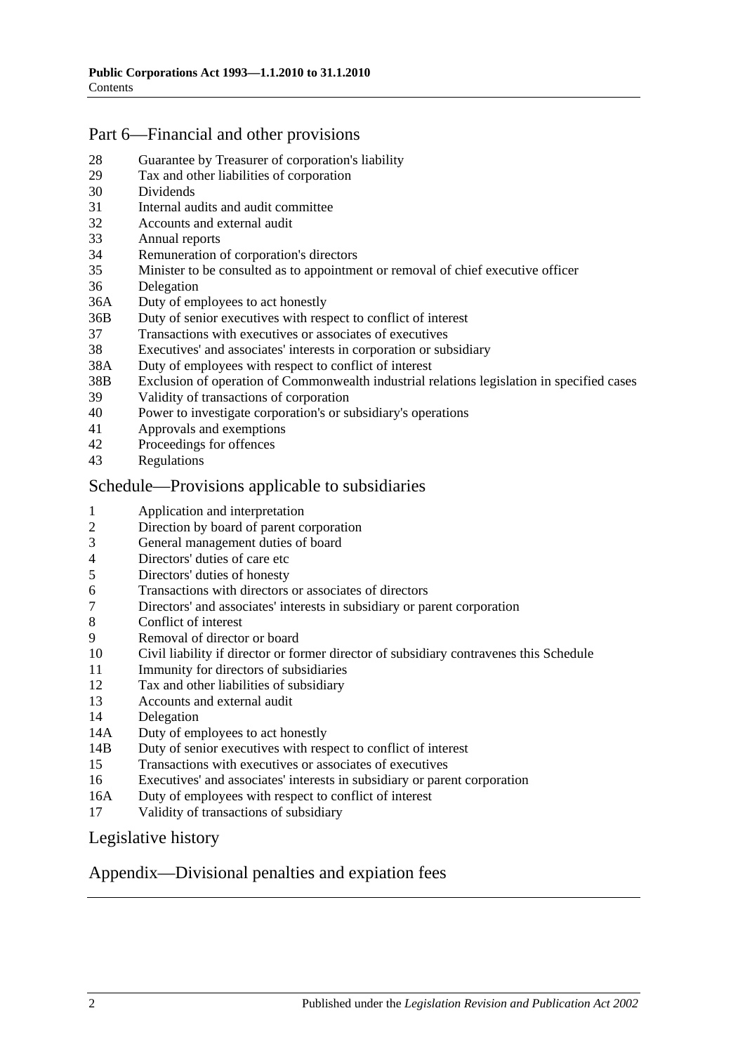## Part 6—Financial and other provisions

- 28 Guarantee by Treasurer of corporation's liability
- 29 Tax and other liabilities of corporation
- 30 Dividends
- 31 Internal audits and audit committee
- 32 Accounts and external audit
- 33 Annual reports
- 34 Remuneration of corporation's directors
- 35 Minister to be consulted as to appointment or removal of chief executive officer
- 36 Delegation
- 36A Duty of employees to act honestly
- 36B Duty of senior executives with respect to conflict of interest
- 37 Transactions with executives or associates of executives
- 38 Executives' and associates' interests in corporation or subsidiary
- 38A Duty of employees with respect to conflict of interest
- 38B Exclusion of operation of Commonwealth industrial relations legislation in specified cases
- 39 Validity of transactions of corporation
- 40 Power to investigate corporation's or subsidiary's operations
- 41 Approvals and exemptions
- 42 Proceedings for offences
- 43 Regulations

## Schedule—Provisions applicable to subsidiaries

- 1 Application and interpretation
- 2 Direction by board of parent corporation
- 3 General management duties of board
- 4 Directors' duties of care etc
- 5 Directors' duties of honesty
- 6 Transactions with directors or associates of directors
- 7 Directors' and associates' interests in subsidiary or parent corporation
- 8 Conflict of interest
- 9 Removal of director or board
- 10 Civil liability if director or former director of subsidiary contravenes this Schedule
- 11 Immunity for directors of subsidiaries
- 12 Tax and other liabilities of subsidiary
- 13 Accounts and external audit
- 14 Delegation
- 14A Duty of employees to act honestly
- 14B Duty of senior executives with respect to conflict of interest
- 15 Transactions with executives or associates of executives
- 16 Executives' and associates' interests in subsidiary or parent corporation
- 16A Duty of employees with respect to conflict of interest
- 17 Validity of transactions of subsidiary

## Legislative history

## Appendix—Divisional penalties and expiation fees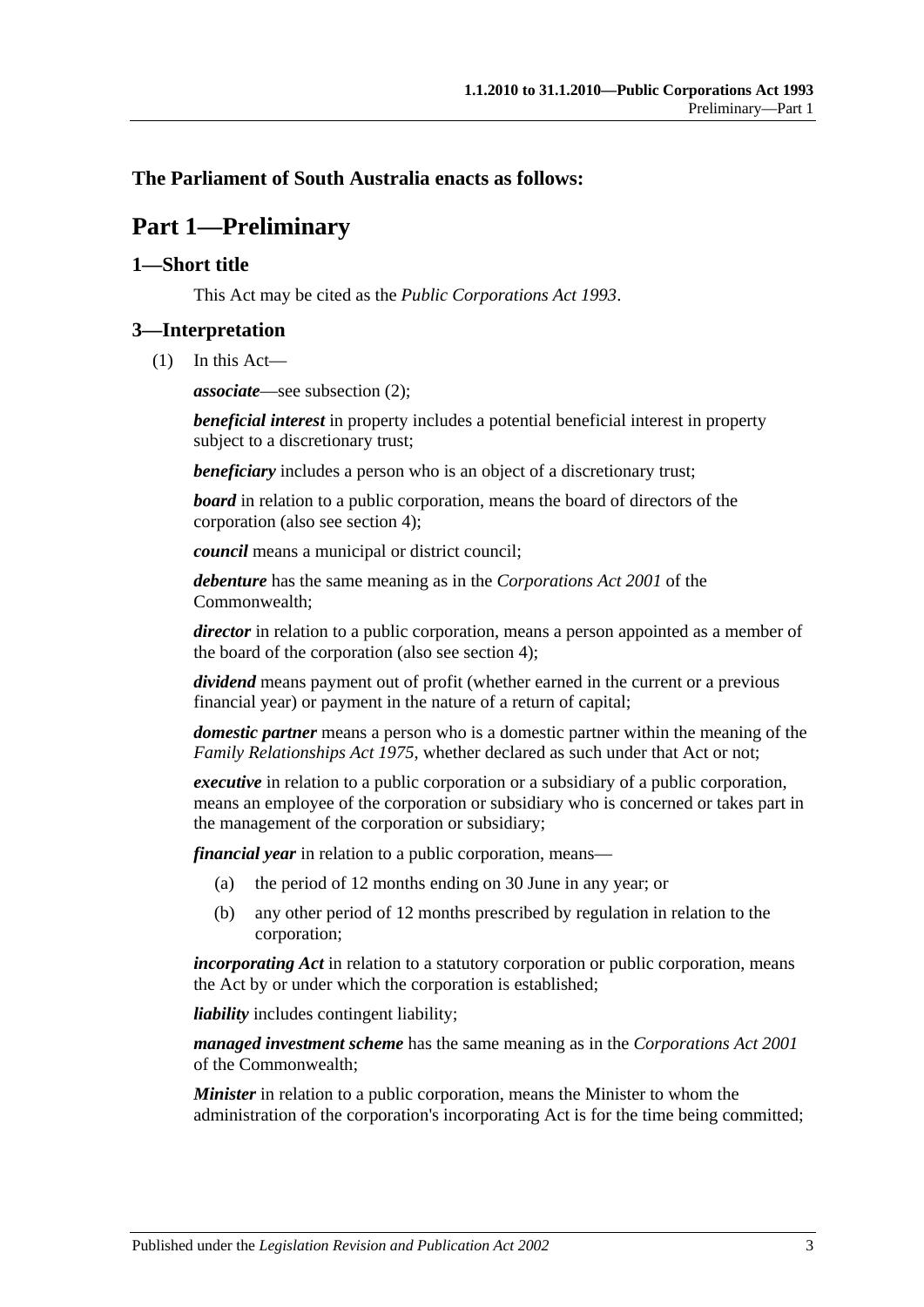**The Parliament of South Australia enacts as follows:**

# Part 1—Preliminary

## 1—Short title

This Act may be cited as the *Public Corporations Act 1993*.

## 3—Interpretation

(1) In this Act—

***associate***—see subsection (2);

***beneficial interest*** in property includes a potential beneficial interest in property subject to a discretionary trust;

***beneficiary*** includes a person who is an object of a discretionary trust;

***board*** in relation to a public corporation, means the board of directors of the corporation (also see section 4);

***council*** means a municipal or district council;

***debenture*** has the same meaning as in the *Corporations Act 2001* of the Commonwealth;

***director*** in relation to a public corporation, means a person appointed as a member of the board of the corporation (also see section 4);

***dividend*** means payment out of profit (whether earned in the current or a previous financial year) or payment in the nature of a return of capital;

***domestic partner*** means a person who is a domestic partner within the meaning of the *Family Relationships Act 1975*, whether declared as such under that Act or not;

***executive*** in relation to a public corporation or a subsidiary of a public corporation, means an employee of the corporation or subsidiary who is concerned or takes part in the management of the corporation or subsidiary;

***financial year*** in relation to a public corporation, means—

(a) the period of 12 months ending on 30 June in any year; or

(b) any other period of 12 months prescribed by regulation in relation to the corporation;

***incorporating Act*** in relation to a statutory corporation or public corporation, means the Act by or under which the corporation is established;

***liability*** includes contingent liability;

***managed investment scheme*** has the same meaning as in the *Corporations Act 2001* of the Commonwealth;

***Minister*** in relation to a public corporation, means the Minister to whom the administration of the corporation's incorporating Act is for the time being committed;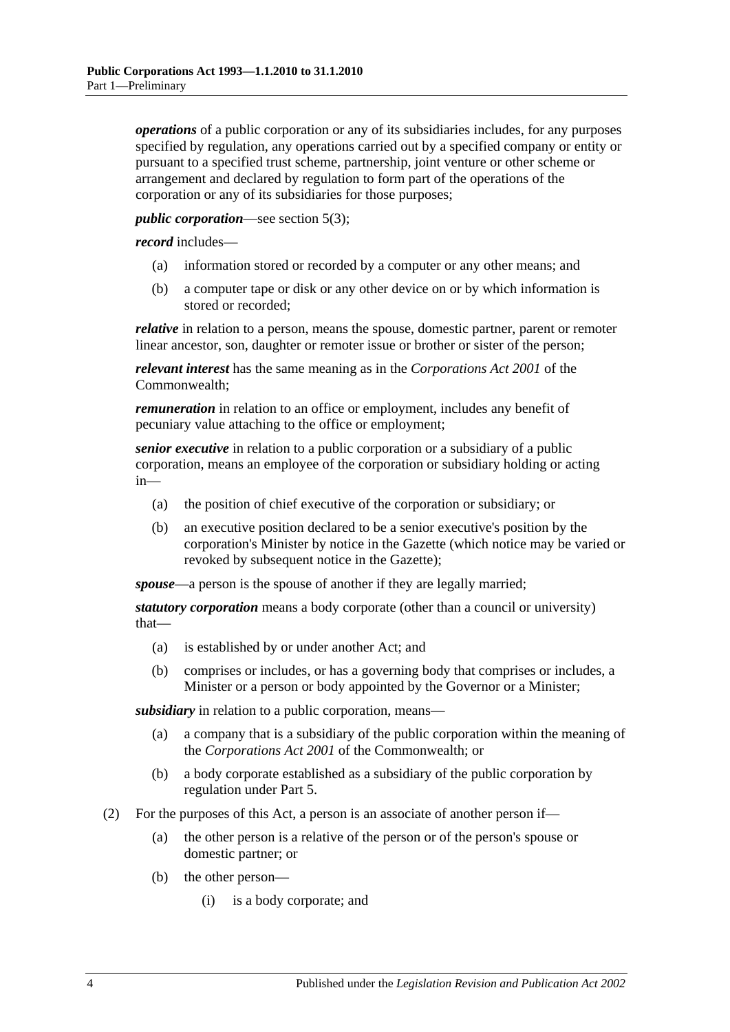***operations*** of a public corporation or any of its subsidiaries includes, for any purposes specified by regulation, any operations carried out by a specified company or entity or pursuant to a specified trust scheme, partnership, joint venture or other scheme or arrangement and declared by regulation to form part of the operations of the corporation or any of its subsidiaries for those purposes;

***public corporation***—see section 5(3);

***record*** includes—

(a) information stored or recorded by a computer or any other means; and

(b) a computer tape or disk or any other device on or by which information is stored or recorded;

***relative*** in relation to a person, means the spouse, domestic partner, parent or remoter linear ancestor, son, daughter or remoter issue or brother or sister of the person;

***relevant interest*** has the same meaning as in the *Corporations Act 2001* of the Commonwealth;

***remuneration*** in relation to an office or employment, includes any benefit of pecuniary value attaching to the office or employment;

***senior executive*** in relation to a public corporation or a subsidiary of a public corporation, means an employee of the corporation or subsidiary holding or acting in—

(a) the position of chief executive of the corporation or subsidiary; or

(b) an executive position declared to be a senior executive's position by the corporation's Minister by notice in the Gazette (which notice may be varied or revoked by subsequent notice in the Gazette);

***spouse***—a person is the spouse of another if they are legally married;

***statutory corporation*** means a body corporate (other than a council or university) that—

(a) is established by or under another Act; and

(b) comprises or includes, or has a governing body that comprises or includes, a Minister or a person or body appointed by the Governor or a Minister;

***subsidiary*** in relation to a public corporation, means—

(a) a company that is a subsidiary of the public corporation within the meaning of the *Corporations Act 2001* of the Commonwealth; or

(b) a body corporate established as a subsidiary of the public corporation by regulation under Part 5.

(2) For the purposes of this Act, a person is an associate of another person if—

(a) the other person is a relative of the person or of the person's spouse or domestic partner; or

(b) the other person—

(i) is a body corporate; and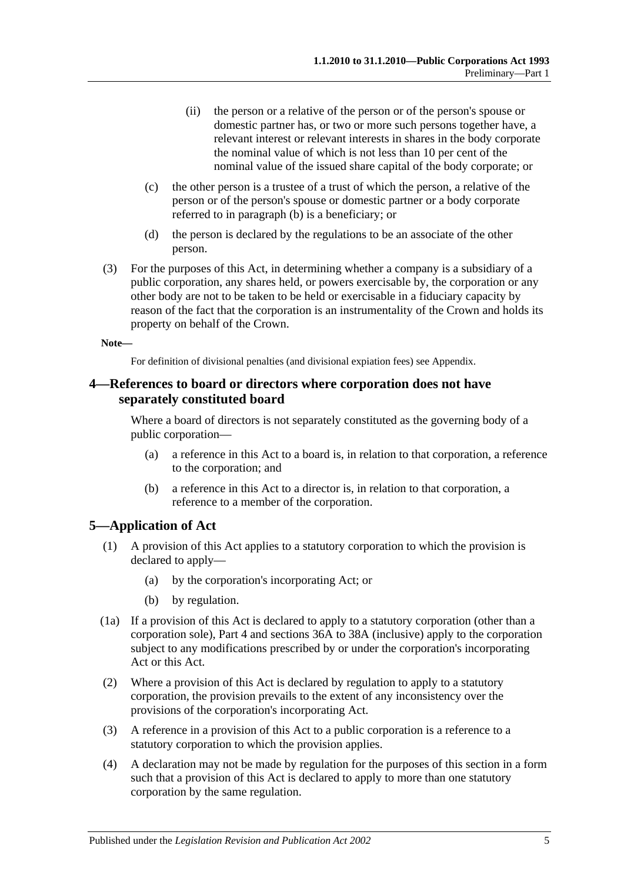(ii) the person or a relative of the person or of the person's spouse or domestic partner has, or two or more such persons together have, a relevant interest or relevant interests in shares in the body corporate the nominal value of which is not less than 10 per cent of the nominal value of the issued share capital of the body corporate; or

(c) the other person is a trustee of a trust of which the person, a relative of the person or of the person's spouse or domestic partner or a body corporate referred to in paragraph (b) is a beneficiary; or

(d) the person is declared by the regulations to be an associate of the other person.

(3) For the purposes of this Act, in determining whether a company is a subsidiary of a public corporation, any shares held, or powers exercisable by, the corporation or any other body are not to be taken to be held or exercisable in a fiduciary capacity by reason of the fact that the corporation is an instrumentality of the Crown and holds its property on behalf of the Crown.

**Note—**

For definition of divisional penalties (and divisional expiation fees) see Appendix.

## 4—References to board or directors where corporation does not have separately constituted board

Where a board of directors is not separately constituted as the governing body of a public corporation—

(a) a reference in this Act to a board is, in relation to that corporation, a reference to the corporation; and

(b) a reference in this Act to a director is, in relation to that corporation, a reference to a member of the corporation.

## 5—Application of Act

(1) A provision of this Act applies to a statutory corporation to which the provision is declared to apply—

(a) by the corporation's incorporating Act; or

(b) by regulation.

(1a) If a provision of this Act is declared to apply to a statutory corporation (other than a corporation sole), Part 4 and sections 36A to 38A (inclusive) apply to the corporation subject to any modifications prescribed by or under the corporation's incorporating Act or this Act.

(2) Where a provision of this Act is declared by regulation to apply to a statutory corporation, the provision prevails to the extent of any inconsistency over the provisions of the corporation's incorporating Act.

(3) A reference in a provision of this Act to a public corporation is a reference to a statutory corporation to which the provision applies.

(4) A declaration may not be made by regulation for the purposes of this section in a form such that a provision of this Act is declared to apply to more than one statutory corporation by the same regulation.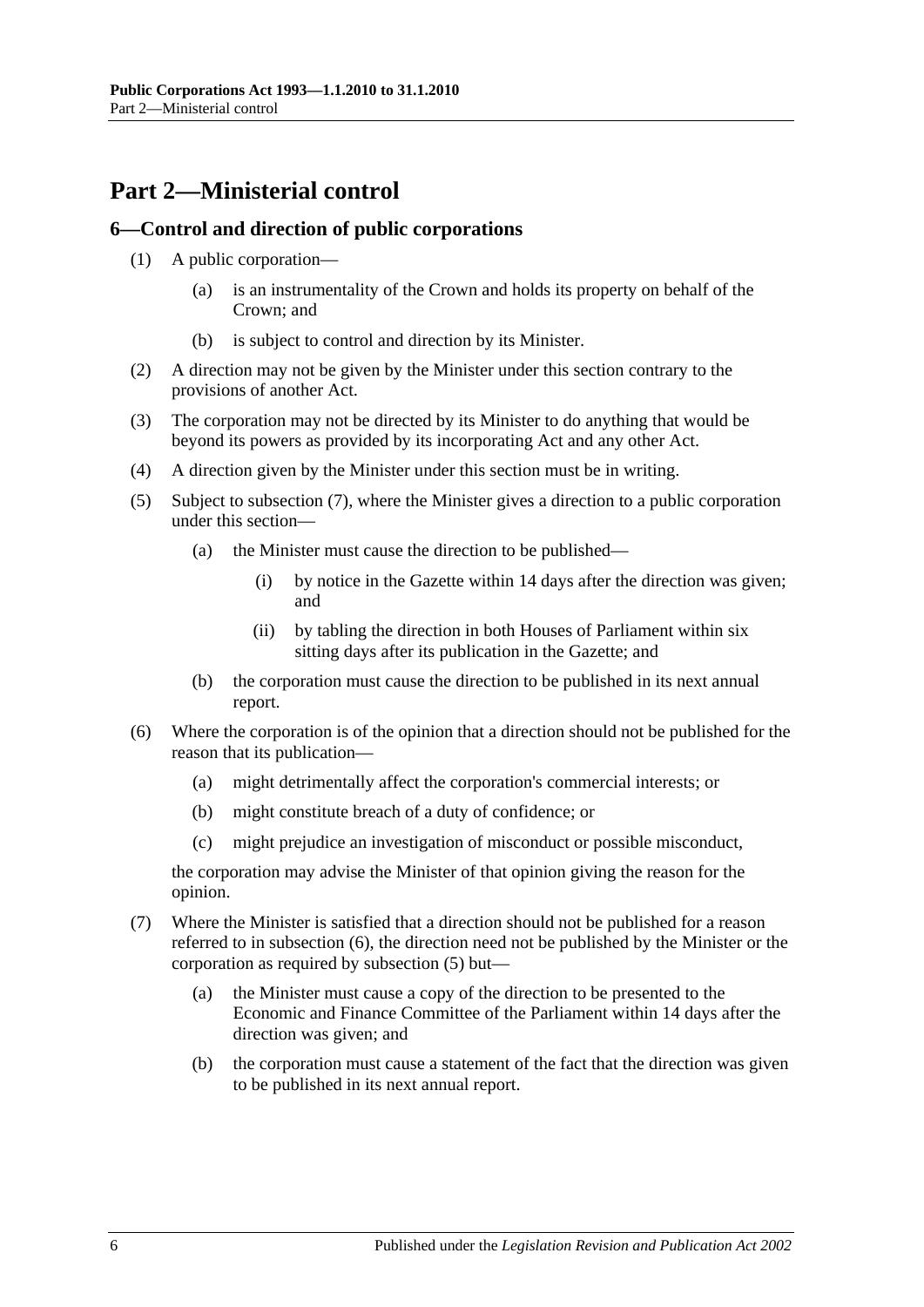# Part 2—Ministerial control

## 6—Control and direction of public corporations

(1) A public corporation—

(a) is an instrumentality of the Crown and holds its property on behalf of the Crown; and

(b) is subject to control and direction by its Minister.

(2) A direction may not be given by the Minister under this section contrary to the provisions of another Act.

(3) The corporation may not be directed by its Minister to do anything that would be beyond its powers as provided by its incorporating Act and any other Act.

(4) A direction given by the Minister under this section must be in writing.

(5) Subject to subsection (7), where the Minister gives a direction to a public corporation under this section—

(a) the Minister must cause the direction to be published—

(i) by notice in the Gazette within 14 days after the direction was given; and

(ii) by tabling the direction in both Houses of Parliament within six sitting days after its publication in the Gazette; and

(b) the corporation must cause the direction to be published in its next annual report.

(6) Where the corporation is of the opinion that a direction should not be published for the reason that its publication—

(a) might detrimentally affect the corporation's commercial interests; or

(b) might constitute breach of a duty of confidence; or

(c) might prejudice an investigation of misconduct or possible misconduct,

the corporation may advise the Minister of that opinion giving the reason for the opinion.

(7) Where the Minister is satisfied that a direction should not be published for a reason referred to in subsection (6), the direction need not be published by the Minister or the corporation as required by subsection (5) but—

(a) the Minister must cause a copy of the direction to be presented to the Economic and Finance Committee of the Parliament within 14 days after the direction was given; and

(b) the corporation must cause a statement of the fact that the direction was given to be published in its next annual report.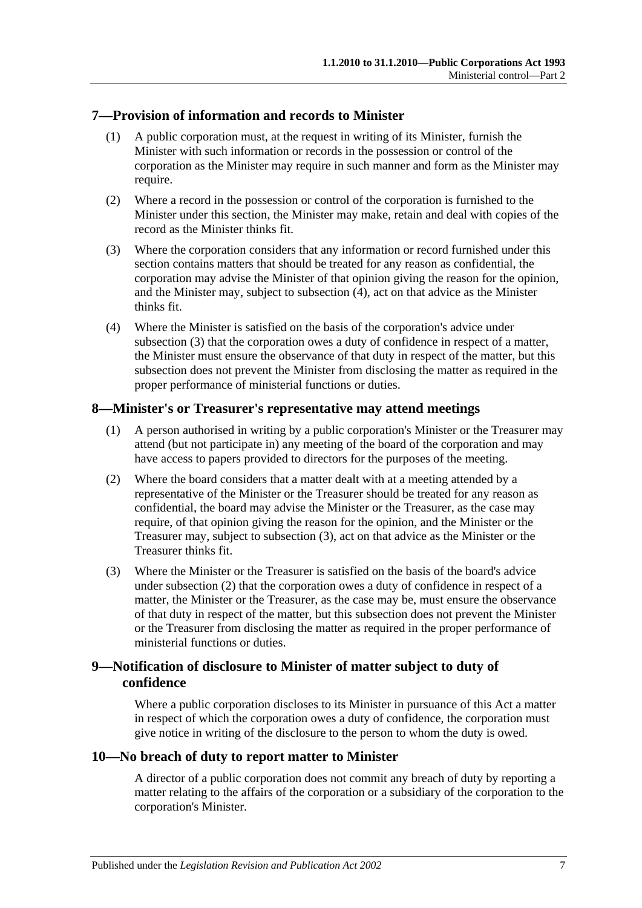## 7—Provision of information and records to Minister

(1) A public corporation must, at the request in writing of its Minister, furnish the Minister with such information or records in the possession or control of the corporation as the Minister may require in such manner and form as the Minister may require.

(2) Where a record in the possession or control of the corporation is furnished to the Minister under this section, the Minister may make, retain and deal with copies of the record as the Minister thinks fit.

(3) Where the corporation considers that any information or record furnished under this section contains matters that should be treated for any reason as confidential, the corporation may advise the Minister of that opinion giving the reason for the opinion, and the Minister may, subject to subsection (4), act on that advice as the Minister thinks fit.

(4) Where the Minister is satisfied on the basis of the corporation's advice under subsection (3) that the corporation owes a duty of confidence in respect of a matter, the Minister must ensure the observance of that duty in respect of the matter, but this subsection does not prevent the Minister from disclosing the matter as required in the proper performance of ministerial functions or duties.

## 8—Minister's or Treasurer's representative may attend meetings

(1) A person authorised in writing by a public corporation's Minister or the Treasurer may attend (but not participate in) any meeting of the board of the corporation and may have access to papers provided to directors for the purposes of the meeting.

(2) Where the board considers that a matter dealt with at a meeting attended by a representative of the Minister or the Treasurer should be treated for any reason as confidential, the board may advise the Minister or the Treasurer, as the case may require, of that opinion giving the reason for the opinion, and the Minister or the Treasurer may, subject to subsection (3), act on that advice as the Minister or the Treasurer thinks fit.

(3) Where the Minister or the Treasurer is satisfied on the basis of the board's advice under subsection (2) that the corporation owes a duty of confidence in respect of a matter, the Minister or the Treasurer, as the case may be, must ensure the observance of that duty in respect of the matter, but this subsection does not prevent the Minister or the Treasurer from disclosing the matter as required in the proper performance of ministerial functions or duties.

## 9—Notification of disclosure to Minister of matter subject to duty of confidence

Where a public corporation discloses to its Minister in pursuance of this Act a matter in respect of which the corporation owes a duty of confidence, the corporation must give notice in writing of the disclosure to the person to whom the duty is owed.

## 10—No breach of duty to report matter to Minister

A director of a public corporation does not commit any breach of duty by reporting a matter relating to the affairs of the corporation or a subsidiary of the corporation to the corporation's Minister.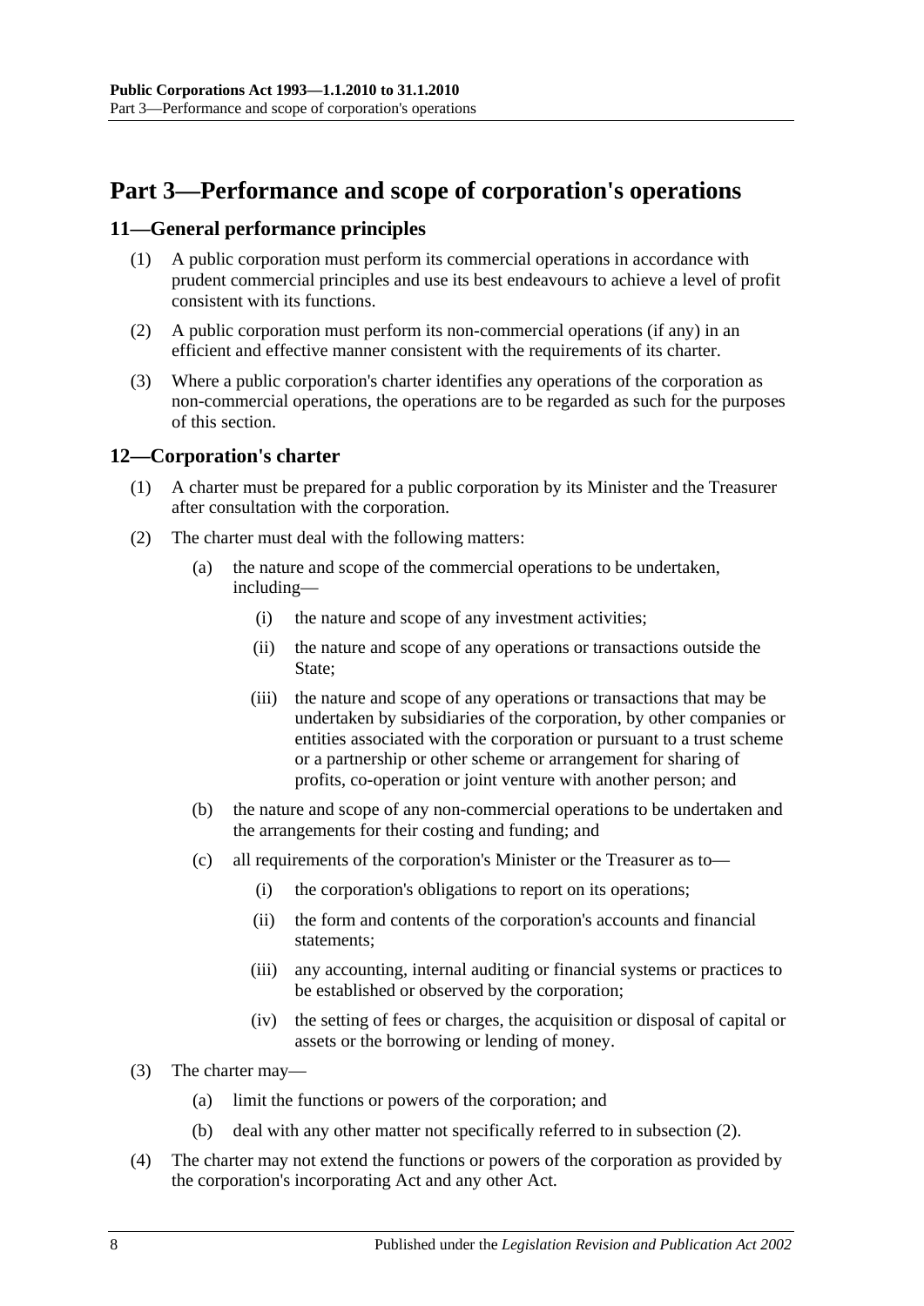# Part 3—Performance and scope of corporation's operations

## 11—General performance principles

(1) A public corporation must perform its commercial operations in accordance with prudent commercial principles and use its best endeavours to achieve a level of profit consistent with its functions.

(2) A public corporation must perform its non-commercial operations (if any) in an efficient and effective manner consistent with the requirements of its charter.

(3) Where a public corporation's charter identifies any operations of the corporation as non-commercial operations, the operations are to be regarded as such for the purposes of this section.

## 12—Corporation's charter

(1) A charter must be prepared for a public corporation by its Minister and the Treasurer after consultation with the corporation.

(2) The charter must deal with the following matters:

(a) the nature and scope of the commercial operations to be undertaken, including—

(i) the nature and scope of any investment activities;

(ii) the nature and scope of any operations or transactions outside the State;

(iii) the nature and scope of any operations or transactions that may be undertaken by subsidiaries of the corporation, by other companies or entities associated with the corporation or pursuant to a trust scheme or a partnership or other scheme or arrangement for sharing of profits, co-operation or joint venture with another person; and

(b) the nature and scope of any non-commercial operations to be undertaken and the arrangements for their costing and funding; and

(c) all requirements of the corporation's Minister or the Treasurer as to—

(i) the corporation's obligations to report on its operations;

(ii) the form and contents of the corporation's accounts and financial statements;

(iii) any accounting, internal auditing or financial systems or practices to be established or observed by the corporation;

(iv) the setting of fees or charges, the acquisition or disposal of capital or assets or the borrowing or lending of money.

(3) The charter may—

(a) limit the functions or powers of the corporation; and

(b) deal with any other matter not specifically referred to in subsection (2).

(4) The charter may not extend the functions or powers of the corporation as provided by the corporation's incorporating Act and any other Act.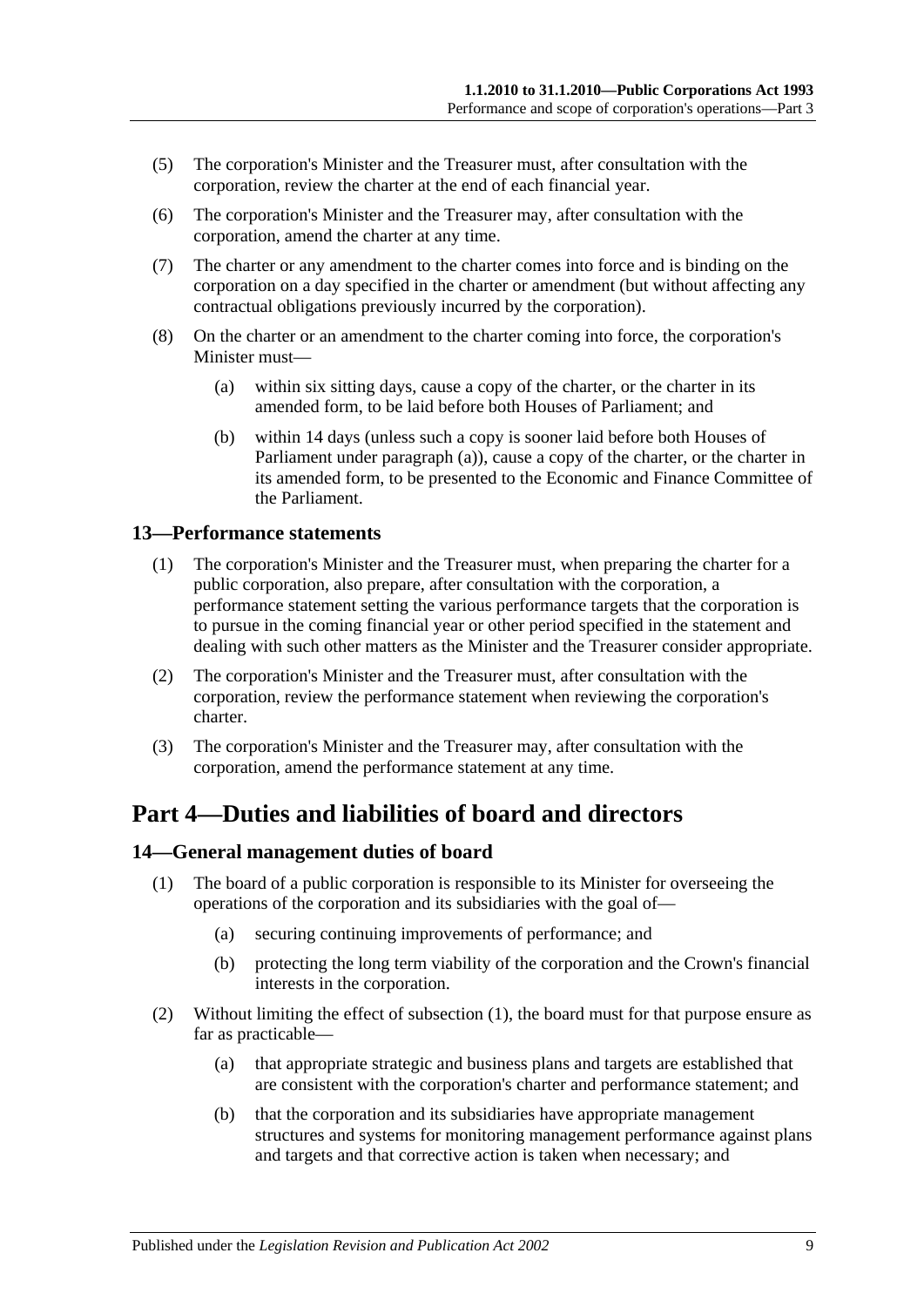(5) The corporation's Minister and the Treasurer must, after consultation with the corporation, review the charter at the end of each financial year.

(6) The corporation's Minister and the Treasurer may, after consultation with the corporation, amend the charter at any time.

(7) The charter or any amendment to the charter comes into force and is binding on the corporation on a day specified in the charter or amendment (but without affecting any contractual obligations previously incurred by the corporation).

(8) On the charter or an amendment to the charter coming into force, the corporation's Minister must—

(a) within six sitting days, cause a copy of the charter, or the charter in its amended form, to be laid before both Houses of Parliament; and

(b) within 14 days (unless such a copy is sooner laid before both Houses of Parliament under paragraph (a)), cause a copy of the charter, or the charter in its amended form, to be presented to the Economic and Finance Committee of the Parliament.

### 13—Performance statements

(1) The corporation's Minister and the Treasurer must, when preparing the charter for a public corporation, also prepare, after consultation with the corporation, a performance statement setting the various performance targets that the corporation is to pursue in the coming financial year or other period specified in the statement and dealing with such other matters as the Minister and the Treasurer consider appropriate.

(2) The corporation's Minister and the Treasurer must, after consultation with the corporation, review the performance statement when reviewing the corporation's charter.

(3) The corporation's Minister and the Treasurer may, after consultation with the corporation, amend the performance statement at any time.

## Part 4—Duties and liabilities of board and directors

### 14—General management duties of board

(1) The board of a public corporation is responsible to its Minister for overseeing the operations of the corporation and its subsidiaries with the goal of—

(a) securing continuing improvements of performance; and

(b) protecting the long term viability of the corporation and the Crown's financial interests in the corporation.

(2) Without limiting the effect of subsection (1), the board must for that purpose ensure as far as practicable—

(a) that appropriate strategic and business plans and targets are established that are consistent with the corporation's charter and performance statement; and

(b) that the corporation and its subsidiaries have appropriate management structures and systems for monitoring management performance against plans and targets and that corrective action is taken when necessary; and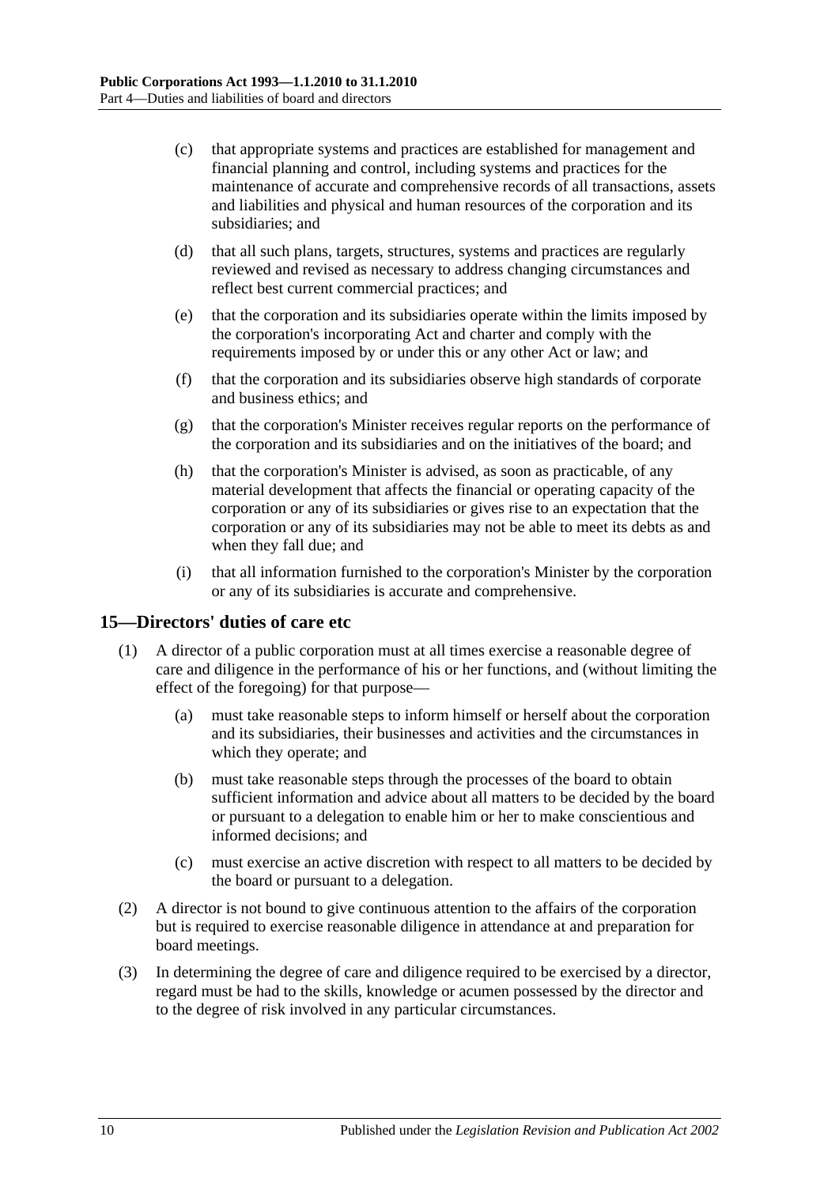(c) that appropriate systems and practices are established for management and financial planning and control, including systems and practices for the maintenance of accurate and comprehensive records of all transactions, assets and liabilities and physical and human resources of the corporation and its subsidiaries; and

(d) that all such plans, targets, structures, systems and practices are regularly reviewed and revised as necessary to address changing circumstances and reflect best current commercial practices; and

(e) that the corporation and its subsidiaries operate within the limits imposed by the corporation's incorporating Act and charter and comply with the requirements imposed by or under this or any other Act or law; and

(f) that the corporation and its subsidiaries observe high standards of corporate and business ethics; and

(g) that the corporation's Minister receives regular reports on the performance of the corporation and its subsidiaries and on the initiatives of the board; and

(h) that the corporation's Minister is advised, as soon as practicable, of any material development that affects the financial or operating capacity of the corporation or any of its subsidiaries or gives rise to an expectation that the corporation or any of its subsidiaries may not be able to meet its debts as and when they fall due; and

(i) that all information furnished to the corporation's Minister by the corporation or any of its subsidiaries is accurate and comprehensive.

## 15—Directors' duties of care etc

(1) A director of a public corporation must at all times exercise a reasonable degree of care and diligence in the performance of his or her functions, and (without limiting the effect of the foregoing) for that purpose—

(a) must take reasonable steps to inform himself or herself about the corporation and its subsidiaries, their businesses and activities and the circumstances in which they operate; and

(b) must take reasonable steps through the processes of the board to obtain sufficient information and advice about all matters to be decided by the board or pursuant to a delegation to enable him or her to make conscientious and informed decisions; and

(c) must exercise an active discretion with respect to all matters to be decided by the board or pursuant to a delegation.

(2) A director is not bound to give continuous attention to the affairs of the corporation but is required to exercise reasonable diligence in attendance at and preparation for board meetings.

(3) In determining the degree of care and diligence required to be exercised by a director, regard must be had to the skills, knowledge or acumen possessed by the director and to the degree of risk involved in any particular circumstances.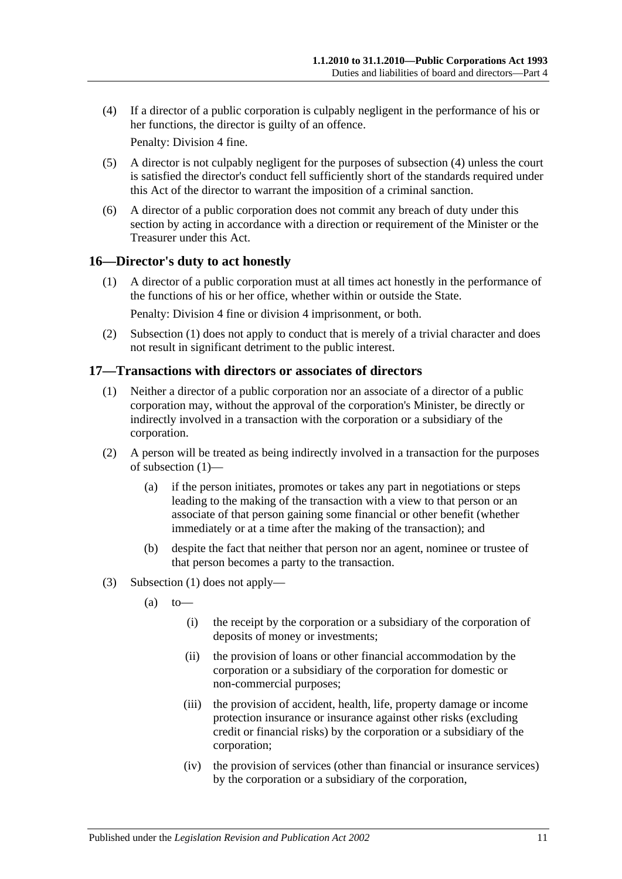(4) If a director of a public corporation is culpably negligent in the performance of his or her functions, the director is guilty of an offence.

Penalty: Division 4 fine.

(5) A director is not culpably negligent for the purposes of subsection (4) unless the court is satisfied the director's conduct fell sufficiently short of the standards required under this Act of the director to warrant the imposition of a criminal sanction.

(6) A director of a public corporation does not commit any breach of duty under this section by acting in accordance with a direction or requirement of the Minister or the Treasurer under this Act.

## 16—Director's duty to act honestly

(1) A director of a public corporation must at all times act honestly in the performance of the functions of his or her office, whether within or outside the State.

Penalty: Division 4 fine or division 4 imprisonment, or both.

(2) Subsection (1) does not apply to conduct that is merely of a trivial character and does not result in significant detriment to the public interest.

## 17—Transactions with directors or associates of directors

(1) Neither a director of a public corporation nor an associate of a director of a public corporation may, without the approval of the corporation's Minister, be directly or indirectly involved in a transaction with the corporation or a subsidiary of the corporation.

(2) A person will be treated as being indirectly involved in a transaction for the purposes of subsection (1)—

(a) if the person initiates, promotes or takes any part in negotiations or steps leading to the making of the transaction with a view to that person or an associate of that person gaining some financial or other benefit (whether immediately or at a time after the making of the transaction); and

(b) despite the fact that neither that person nor an agent, nominee or trustee of that person becomes a party to the transaction.

(3) Subsection (1) does not apply—

(a) to—

(i) the receipt by the corporation or a subsidiary of the corporation of deposits of money or investments;

(ii) the provision of loans or other financial accommodation by the corporation or a subsidiary of the corporation for domestic or non-commercial purposes;

(iii) the provision of accident, health, life, property damage or income protection insurance or insurance against other risks (excluding credit or financial risks) by the corporation or a subsidiary of the corporation;

(iv) the provision of services (other than financial or insurance services) by the corporation or a subsidiary of the corporation,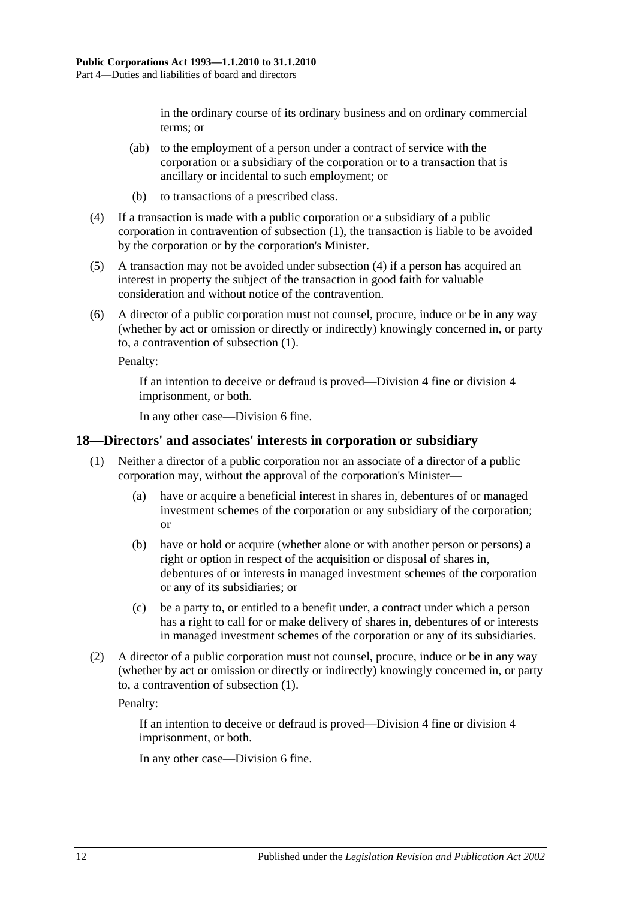in the ordinary course of its ordinary business and on ordinary commercial terms; or

- (ab) to the employment of a person under a contract of service with the corporation or a subsidiary of the corporation or to a transaction that is ancillary or incidental to such employment; or
- (b) to transactions of a prescribed class.

(4) If a transaction is made with a public corporation or a subsidiary of a public corporation in contravention of subsection (1), the transaction is liable to be avoided by the corporation or by the corporation's Minister.

(5) A transaction may not be avoided under subsection (4) if a person has acquired an interest in property the subject of the transaction in good faith for valuable consideration and without notice of the contravention.

(6) A director of a public corporation must not counsel, procure, induce or be in any way (whether by act or omission or directly or indirectly) knowingly concerned in, or party to, a contravention of subsection (1).

Penalty:

If an intention to deceive or defraud is proved—Division 4 fine or division 4 imprisonment, or both.

In any other case—Division 6 fine.

## 18—Directors' and associates' interests in corporation or subsidiary

(1) Neither a director of a public corporation nor an associate of a director of a public corporation may, without the approval of the corporation's Minister—

- (a) have or acquire a beneficial interest in shares in, debentures of or managed investment schemes of the corporation or any subsidiary of the corporation; or
- (b) have or hold or acquire (whether alone or with another person or persons) a right or option in respect of the acquisition or disposal of shares in, debentures of or interests in managed investment schemes of the corporation or any of its subsidiaries; or
- (c) be a party to, or entitled to a benefit under, a contract under which a person has a right to call for or make delivery of shares in, debentures of or interests in managed investment schemes of the corporation or any of its subsidiaries.

(2) A director of a public corporation must not counsel, procure, induce or be in any way (whether by act or omission or directly or indirectly) knowingly concerned in, or party to, a contravention of subsection (1).

Penalty:

If an intention to deceive or defraud is proved—Division 4 fine or division 4 imprisonment, or both.

In any other case—Division 6 fine.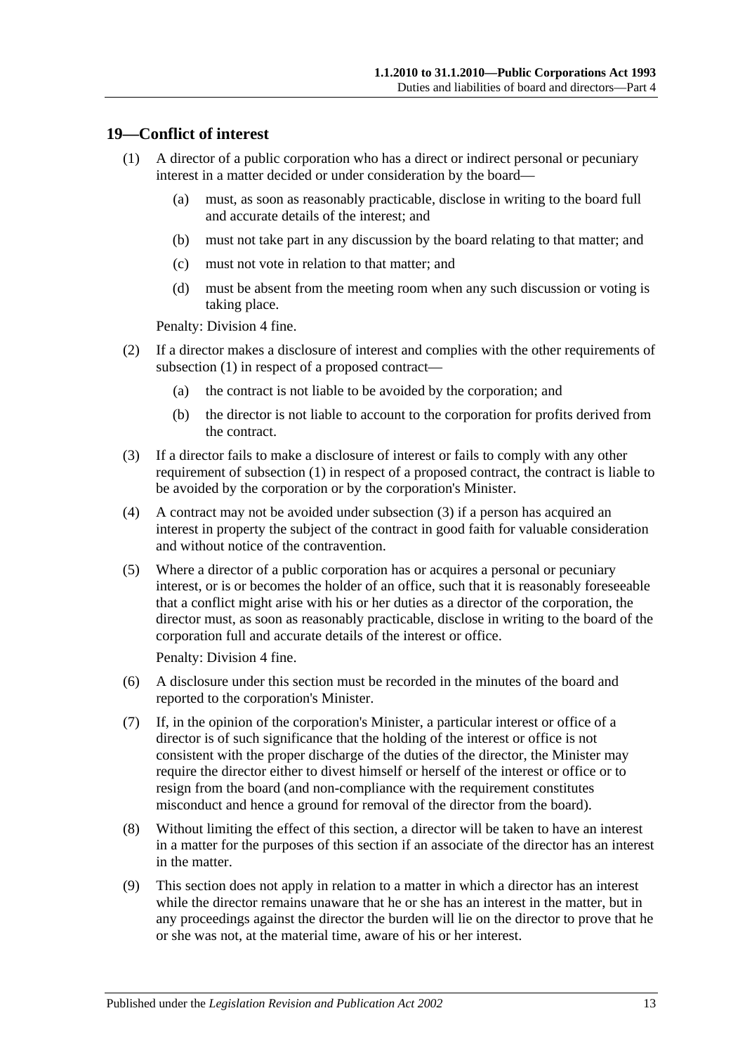## 19—Conflict of interest

(1) A director of a public corporation who has a direct or indirect personal or pecuniary interest in a matter decided or under consideration by the board—

   (a) must, as soon as reasonably practicable, disclose in writing to the board full and accurate details of the interest; and

   (b) must not take part in any discussion by the board relating to that matter; and

   (c) must not vote in relation to that matter; and

   (d) must be absent from the meeting room when any such discussion or voting is taking place.

Penalty: Division 4 fine.

(2) If a director makes a disclosure of interest and complies with the other requirements of subsection (1) in respect of a proposed contract—

   (a) the contract is not liable to be avoided by the corporation; and

   (b) the director is not liable to account to the corporation for profits derived from the contract.

(3) If a director fails to make a disclosure of interest or fails to comply with any other requirement of subsection (1) in respect of a proposed contract, the contract is liable to be avoided by the corporation or by the corporation's Minister.

(4) A contract may not be avoided under subsection (3) if a person has acquired an interest in property the subject of the contract in good faith for valuable consideration and without notice of the contravention.

(5) Where a director of a public corporation has or acquires a personal or pecuniary interest, or is or becomes the holder of an office, such that it is reasonably foreseeable that a conflict might arise with his or her duties as a director of the corporation, the director must, as soon as reasonably practicable, disclose in writing to the board of the corporation full and accurate details of the interest or office.

Penalty: Division 4 fine.

(6) A disclosure under this section must be recorded in the minutes of the board and reported to the corporation's Minister.

(7) If, in the opinion of the corporation's Minister, a particular interest or office of a director is of such significance that the holding of the interest or office is not consistent with the proper discharge of the duties of the director, the Minister may require the director either to divest himself or herself of the interest or office or to resign from the board (and non-compliance with the requirement constitutes misconduct and hence a ground for removal of the director from the board).

(8) Without limiting the effect of this section, a director will be taken to have an interest in a matter for the purposes of this section if an associate of the director has an interest in the matter.

(9) This section does not apply in relation to a matter in which a director has an interest while the director remains unaware that he or she has an interest in the matter, but in any proceedings against the director the burden will lie on the director to prove that he or she was not, at the material time, aware of his or her interest.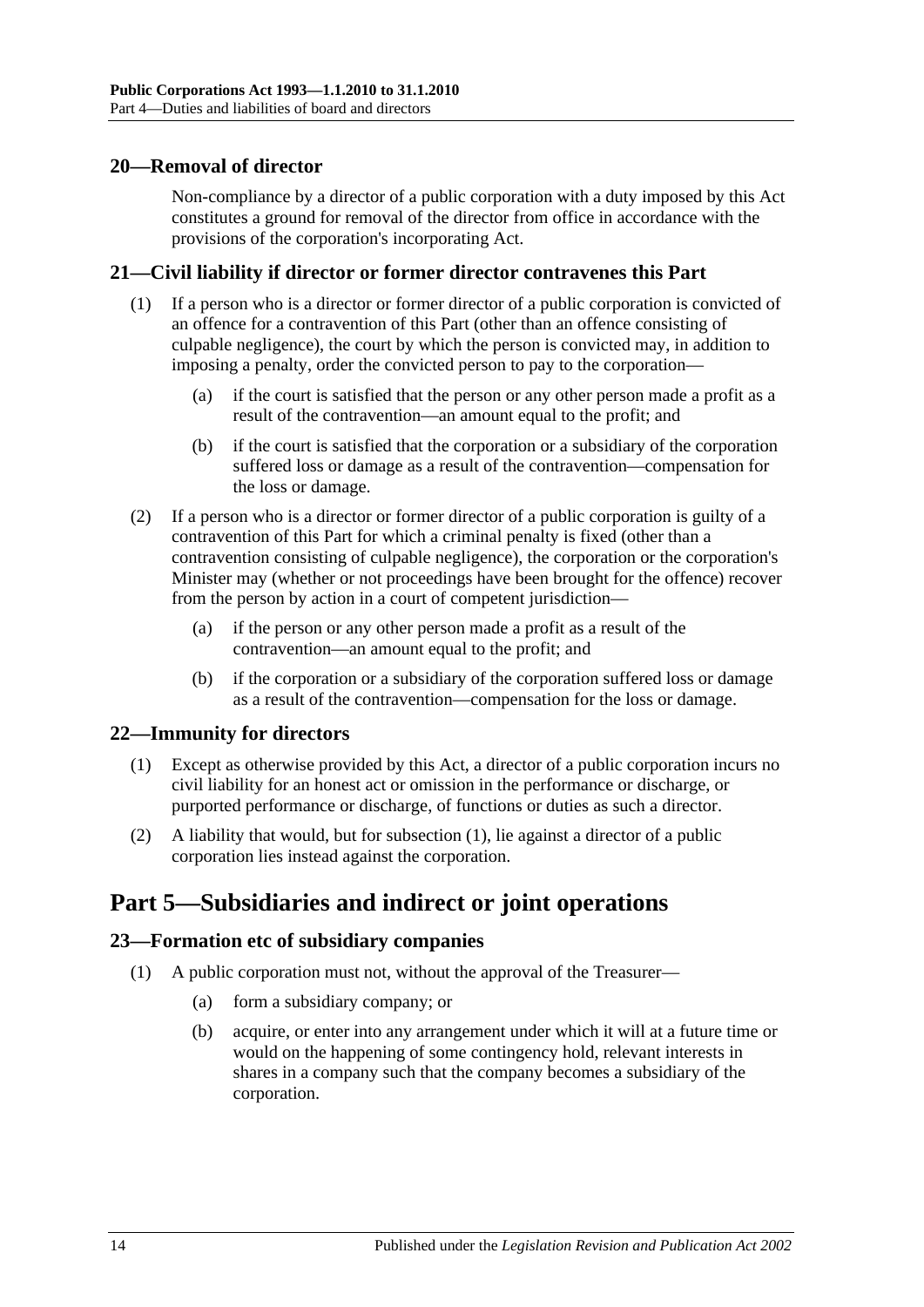## 20—Removal of director

Non-compliance by a director of a public corporation with a duty imposed by this Act constitutes a ground for removal of the director from office in accordance with the provisions of the corporation's incorporating Act.

## 21—Civil liability if director or former director contravenes this Part

(1) If a person who is a director or former director of a public corporation is convicted of an offence for a contravention of this Part (other than an offence consisting of culpable negligence), the court by which the person is convicted may, in addition to imposing a penalty, order the convicted person to pay to the corporation—

(a) if the court is satisfied that the person or any other person made a profit as a result of the contravention—an amount equal to the profit; and

(b) if the court is satisfied that the corporation or a subsidiary of the corporation suffered loss or damage as a result of the contravention—compensation for the loss or damage.

(2) If a person who is a director or former director of a public corporation is guilty of a contravention of this Part for which a criminal penalty is fixed (other than a contravention consisting of culpable negligence), the corporation or the corporation's Minister may (whether or not proceedings have been brought for the offence) recover from the person by action in a court of competent jurisdiction—

(a) if the person or any other person made a profit as a result of the contravention—an amount equal to the profit; and

(b) if the corporation or a subsidiary of the corporation suffered loss or damage as a result of the contravention—compensation for the loss or damage.

## 22—Immunity for directors

(1) Except as otherwise provided by this Act, a director of a public corporation incurs no civil liability for an honest act or omission in the performance or discharge, or purported performance or discharge, of functions or duties as such a director.

(2) A liability that would, but for subsection (1), lie against a director of a public corporation lies instead against the corporation.

# Part 5—Subsidiaries and indirect or joint operations

## 23—Formation etc of subsidiary companies

(1) A public corporation must not, without the approval of the Treasurer—

(a) form a subsidiary company; or

(b) acquire, or enter into any arrangement under which it will at a future time or would on the happening of some contingency hold, relevant interests in shares in a company such that the company becomes a subsidiary of the corporation.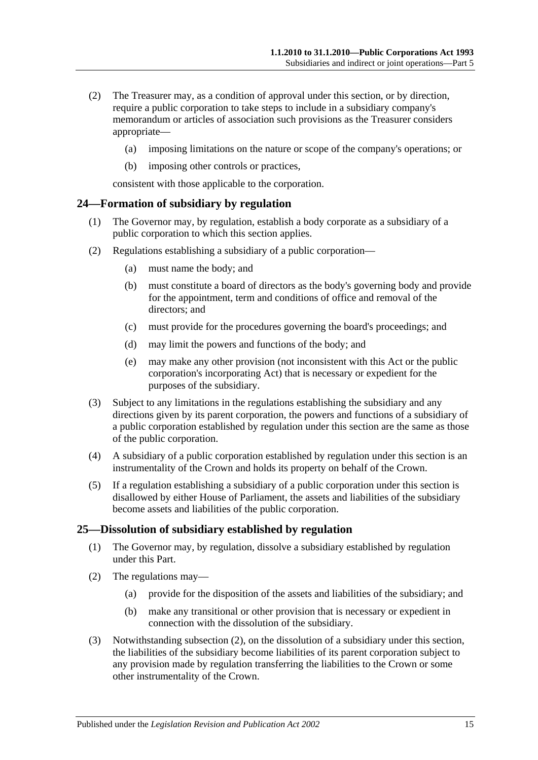(2) The Treasurer may, as a condition of approval under this section, or by direction, require a public corporation to take steps to include in a subsidiary company's memorandum or articles of association such provisions as the Treasurer considers appropriate—

(a) imposing limitations on the nature or scope of the company's operations; or

(b) imposing other controls or practices,

consistent with those applicable to the corporation.

## 24—Formation of subsidiary by regulation

(1) The Governor may, by regulation, establish a body corporate as a subsidiary of a public corporation to which this section applies.

(2) Regulations establishing a subsidiary of a public corporation—

(a) must name the body; and

(b) must constitute a board of directors as the body's governing body and provide for the appointment, term and conditions of office and removal of the directors; and

(c) must provide for the procedures governing the board's proceedings; and

(d) may limit the powers and functions of the body; and

(e) may make any other provision (not inconsistent with this Act or the public corporation's incorporating Act) that is necessary or expedient for the purposes of the subsidiary.

(3) Subject to any limitations in the regulations establishing the subsidiary and any directions given by its parent corporation, the powers and functions of a subsidiary of a public corporation established by regulation under this section are the same as those of the public corporation.

(4) A subsidiary of a public corporation established by regulation under this section is an instrumentality of the Crown and holds its property on behalf of the Crown.

(5) If a regulation establishing a subsidiary of a public corporation under this section is disallowed by either House of Parliament, the assets and liabilities of the subsidiary become assets and liabilities of the public corporation.

## 25—Dissolution of subsidiary established by regulation

(1) The Governor may, by regulation, dissolve a subsidiary established by regulation under this Part.

(2) The regulations may—

(a) provide for the disposition of the assets and liabilities of the subsidiary; and

(b) make any transitional or other provision that is necessary or expedient in connection with the dissolution of the subsidiary.

(3) Notwithstanding subsection (2), on the dissolution of a subsidiary under this section, the liabilities of the subsidiary become liabilities of its parent corporation subject to any provision made by regulation transferring the liabilities to the Crown or some other instrumentality of the Crown.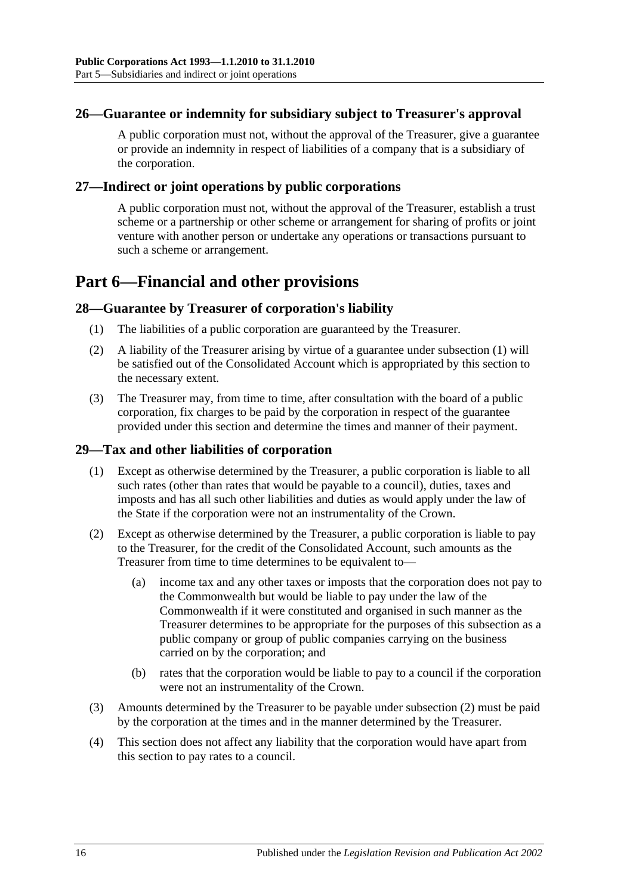### 26—Guarantee or indemnity for subsidiary subject to Treasurer's approval

A public corporation must not, without the approval of the Treasurer, give a guarantee or provide an indemnity in respect of liabilities of a company that is a subsidiary of the corporation.

### 27—Indirect or joint operations by public corporations

A public corporation must not, without the approval of the Treasurer, establish a trust scheme or a partnership or other scheme or arrangement for sharing of profits or joint venture with another person or undertake any operations or transactions pursuant to such a scheme or arrangement.

## Part 6—Financial and other provisions

### 28—Guarantee by Treasurer of corporation's liability

(1) The liabilities of a public corporation are guaranteed by the Treasurer.

(2) A liability of the Treasurer arising by virtue of a guarantee under subsection (1) will be satisfied out of the Consolidated Account which is appropriated by this section to the necessary extent.

(3) The Treasurer may, from time to time, after consultation with the board of a public corporation, fix charges to be paid by the corporation in respect of the guarantee provided under this section and determine the times and manner of their payment.

### 29—Tax and other liabilities of corporation

(1) Except as otherwise determined by the Treasurer, a public corporation is liable to all such rates (other than rates that would be payable to a council), duties, taxes and imposts and has all such other liabilities and duties as would apply under the law of the State if the corporation were not an instrumentality of the Crown.

(2) Except as otherwise determined by the Treasurer, a public corporation is liable to pay to the Treasurer, for the credit of the Consolidated Account, such amounts as the Treasurer from time to time determines to be equivalent to—

(a) income tax and any other taxes or imposts that the corporation does not pay to the Commonwealth but would be liable to pay under the law of the Commonwealth if it were constituted and organised in such manner as the Treasurer determines to be appropriate for the purposes of this subsection as a public company or group of public companies carrying on the business carried on by the corporation; and

(b) rates that the corporation would be liable to pay to a council if the corporation were not an instrumentality of the Crown.

(3) Amounts determined by the Treasurer to be payable under subsection (2) must be paid by the corporation at the times and in the manner determined by the Treasurer.

(4) This section does not affect any liability that the corporation would have apart from this section to pay rates to a council.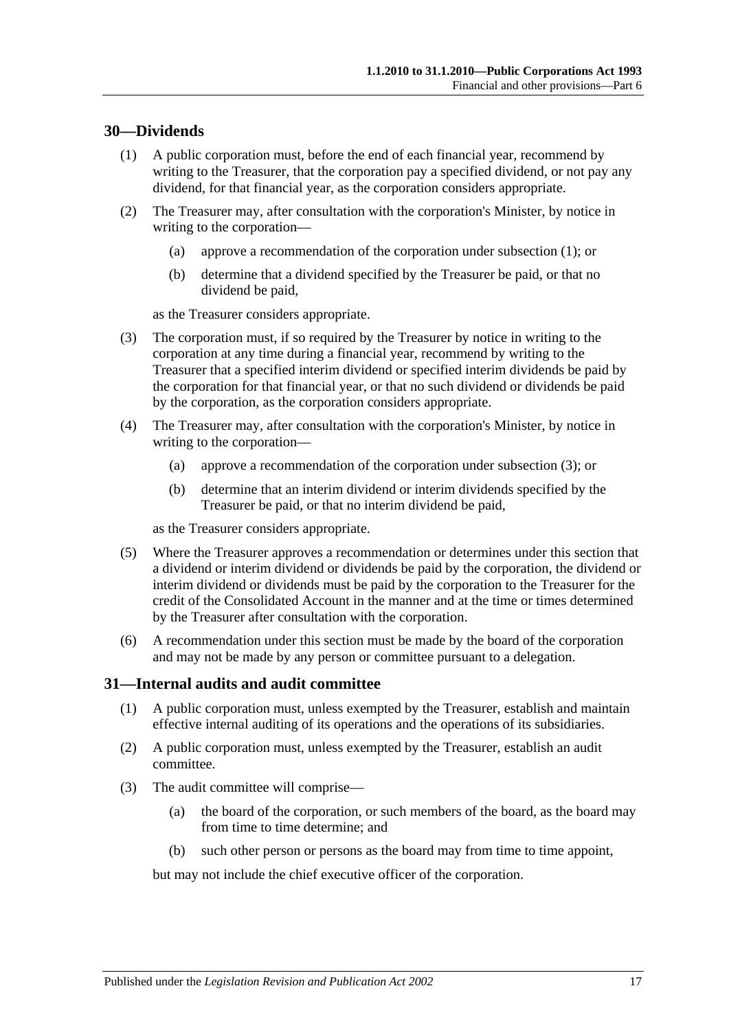## 30—Dividends

(1) A public corporation must, before the end of each financial year, recommend by writing to the Treasurer, that the corporation pay a specified dividend, or not pay any dividend, for that financial year, as the corporation considers appropriate.

(2) The Treasurer may, after consultation with the corporation's Minister, by notice in writing to the corporation—

(a) approve a recommendation of the corporation under subsection (1); or

(b) determine that a dividend specified by the Treasurer be paid, or that no dividend be paid,

as the Treasurer considers appropriate.

(3) The corporation must, if so required by the Treasurer by notice in writing to the corporation at any time during a financial year, recommend by writing to the Treasurer that a specified interim dividend or specified interim dividends be paid by the corporation for that financial year, or that no such dividend or dividends be paid by the corporation, as the corporation considers appropriate.

(4) The Treasurer may, after consultation with the corporation's Minister, by notice in writing to the corporation—

(a) approve a recommendation of the corporation under subsection (3); or

(b) determine that an interim dividend or interim dividends specified by the Treasurer be paid, or that no interim dividend be paid,

as the Treasurer considers appropriate.

(5) Where the Treasurer approves a recommendation or determines under this section that a dividend or interim dividend or dividends be paid by the corporation, the dividend or interim dividend or dividends must be paid by the corporation to the Treasurer for the credit of the Consolidated Account in the manner and at the time or times determined by the Treasurer after consultation with the corporation.

(6) A recommendation under this section must be made by the board of the corporation and may not be made by any person or committee pursuant to a delegation.

## 31—Internal audits and audit committee

(1) A public corporation must, unless exempted by the Treasurer, establish and maintain effective internal auditing of its operations and the operations of its subsidiaries.

(2) A public corporation must, unless exempted by the Treasurer, establish an audit committee.

(3) The audit committee will comprise—

(a) the board of the corporation, or such members of the board, as the board may from time to time determine; and

(b) such other person or persons as the board may from time to time appoint,

but may not include the chief executive officer of the corporation.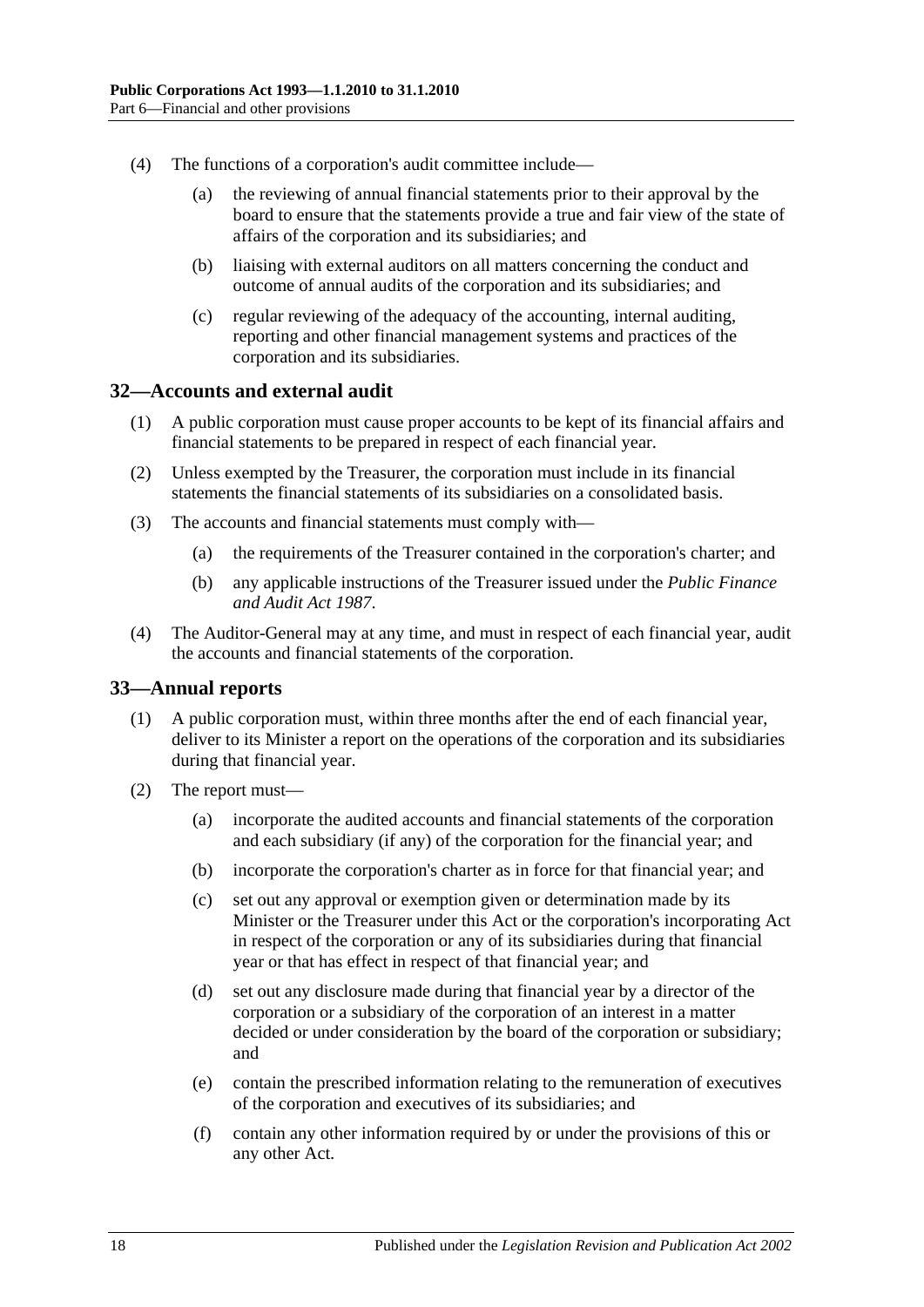(4) The functions of a corporation's audit committee include—

(a) the reviewing of annual financial statements prior to their approval by the board to ensure that the statements provide a true and fair view of the state of affairs of the corporation and its subsidiaries; and

(b) liaising with external auditors on all matters concerning the conduct and outcome of annual audits of the corporation and its subsidiaries; and

(c) regular reviewing of the adequacy of the accounting, internal auditing, reporting and other financial management systems and practices of the corporation and its subsidiaries.

## 32—Accounts and external audit

(1) A public corporation must cause proper accounts to be kept of its financial affairs and financial statements to be prepared in respect of each financial year.

(2) Unless exempted by the Treasurer, the corporation must include in its financial statements the financial statements of its subsidiaries on a consolidated basis.

(3) The accounts and financial statements must comply with—

(a) the requirements of the Treasurer contained in the corporation's charter; and

(b) any applicable instructions of the Treasurer issued under the *Public Finance and Audit Act 1987*.

(4) The Auditor-General may at any time, and must in respect of each financial year, audit the accounts and financial statements of the corporation.

## 33—Annual reports

(1) A public corporation must, within three months after the end of each financial year, deliver to its Minister a report on the operations of the corporation and its subsidiaries during that financial year.

(2) The report must—

(a) incorporate the audited accounts and financial statements of the corporation and each subsidiary (if any) of the corporation for the financial year; and

(b) incorporate the corporation's charter as in force for that financial year; and

(c) set out any approval or exemption given or determination made by its Minister or the Treasurer under this Act or the corporation's incorporating Act in respect of the corporation or any of its subsidiaries during that financial year or that has effect in respect of that financial year; and

(d) set out any disclosure made during that financial year by a director of the corporation or a subsidiary of the corporation of an interest in a matter decided or under consideration by the board of the corporation or subsidiary; and

(e) contain the prescribed information relating to the remuneration of executives of the corporation and executives of its subsidiaries; and

(f) contain any other information required by or under the provisions of this or any other Act.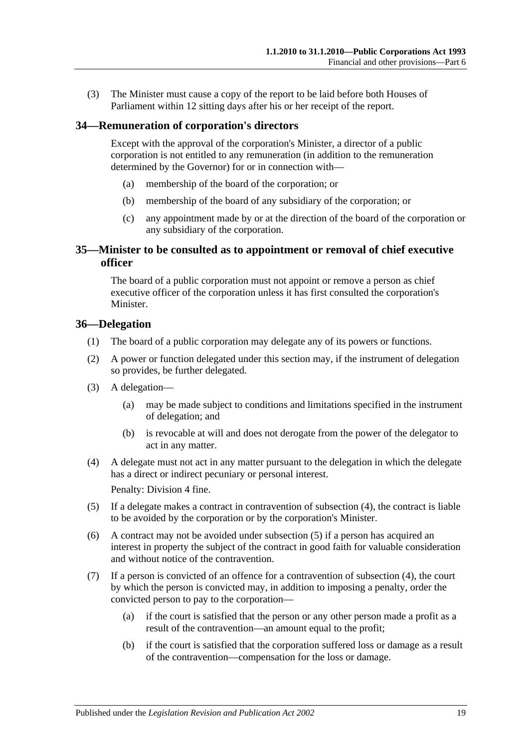(3) The Minister must cause a copy of the report to be laid before both Houses of Parliament within 12 sitting days after his or her receipt of the report.

## 34—Remuneration of corporation's directors

Except with the approval of the corporation's Minister, a director of a public corporation is not entitled to any remuneration (in addition to the remuneration determined by the Governor) for or in connection with—

- (a) membership of the board of the corporation; or
- (b) membership of the board of any subsidiary of the corporation; or
- (c) any appointment made by or at the direction of the board of the corporation or any subsidiary of the corporation.

## 35—Minister to be consulted as to appointment or removal of chief executive officer

The board of a public corporation must not appoint or remove a person as chief executive officer of the corporation unless it has first consulted the corporation's Minister.

## 36—Delegation

(1) The board of a public corporation may delegate any of its powers or functions.

(2) A power or function delegated under this section may, if the instrument of delegation so provides, be further delegated.

(3) A delegation—

- (a) may be made subject to conditions and limitations specified in the instrument of delegation; and
- (b) is revocable at will and does not derogate from the power of the delegator to act in any matter.

(4) A delegate must not act in any matter pursuant to the delegation in which the delegate has a direct or indirect pecuniary or personal interest.

Penalty: Division 4 fine.

(5) If a delegate makes a contract in contravention of subsection (4), the contract is liable to be avoided by the corporation or by the corporation's Minister.

(6) A contract may not be avoided under subsection (5) if a person has acquired an interest in property the subject of the contract in good faith for valuable consideration and without notice of the contravention.

(7) If a person is convicted of an offence for a contravention of subsection (4), the court by which the person is convicted may, in addition to imposing a penalty, order the convicted person to pay to the corporation—

- (a) if the court is satisfied that the person or any other person made a profit as a result of the contravention—an amount equal to the profit;
- (b) if the court is satisfied that the corporation suffered loss or damage as a result of the contravention—compensation for the loss or damage.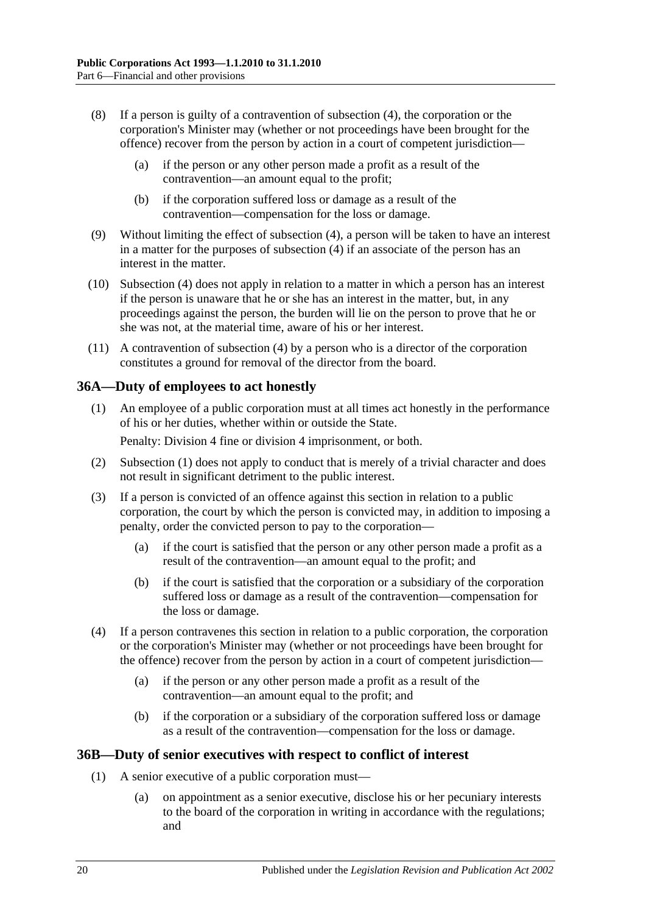(8) If a person is guilty of a contravention of subsection (4), the corporation or the corporation's Minister may (whether or not proceedings have been brought for the offence) recover from the person by action in a court of competent jurisdiction—

(a) if the person or any other person made a profit as a result of the contravention—an amount equal to the profit;

(b) if the corporation suffered loss or damage as a result of the contravention—compensation for the loss or damage.

(9) Without limiting the effect of subsection (4), a person will be taken to have an interest in a matter for the purposes of subsection (4) if an associate of the person has an interest in the matter.

(10) Subsection (4) does not apply in relation to a matter in which a person has an interest if the person is unaware that he or she has an interest in the matter, but, in any proceedings against the person, the burden will lie on the person to prove that he or she was not, at the material time, aware of his or her interest.

(11) A contravention of subsection (4) by a person who is a director of the corporation constitutes a ground for removal of the director from the board.

## 36A—Duty of employees to act honestly

(1) An employee of a public corporation must at all times act honestly in the performance of his or her duties, whether within or outside the State.

Penalty: Division 4 fine or division 4 imprisonment, or both.

(2) Subsection (1) does not apply to conduct that is merely of a trivial character and does not result in significant detriment to the public interest.

(3) If a person is convicted of an offence against this section in relation to a public corporation, the court by which the person is convicted may, in addition to imposing a penalty, order the convicted person to pay to the corporation—

(a) if the court is satisfied that the person or any other person made a profit as a result of the contravention—an amount equal to the profit; and

(b) if the court is satisfied that the corporation or a subsidiary of the corporation suffered loss or damage as a result of the contravention—compensation for the loss or damage.

(4) If a person contravenes this section in relation to a public corporation, the corporation or the corporation's Minister may (whether or not proceedings have been brought for the offence) recover from the person by action in a court of competent jurisdiction—

(a) if the person or any other person made a profit as a result of the contravention—an amount equal to the profit; and

(b) if the corporation or a subsidiary of the corporation suffered loss or damage as a result of the contravention—compensation for the loss or damage.

## 36B—Duty of senior executives with respect to conflict of interest

(1) A senior executive of a public corporation must—

(a) on appointment as a senior executive, disclose his or her pecuniary interests to the board of the corporation in writing in accordance with the regulations; and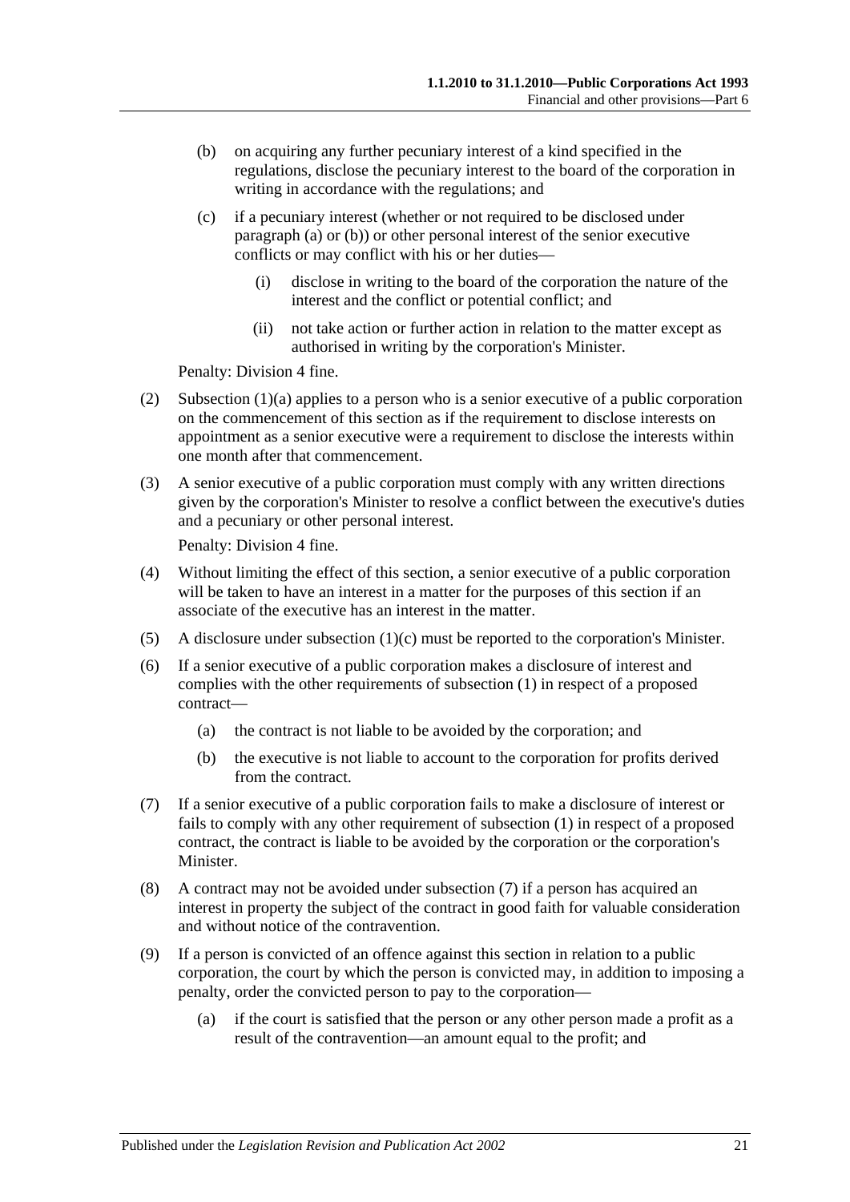(b) on acquiring any further pecuniary interest of a kind specified in the regulations, disclose the pecuniary interest to the board of the corporation in writing in accordance with the regulations; and

(c) if a pecuniary interest (whether or not required to be disclosed under paragraph (a) or (b)) or other personal interest of the senior executive conflicts or may conflict with his or her duties—

(i) disclose in writing to the board of the corporation the nature of the interest and the conflict or potential conflict; and

(ii) not take action or further action in relation to the matter except as authorised in writing by the corporation's Minister.

Penalty: Division 4 fine.

(2) Subsection (1)(a) applies to a person who is a senior executive of a public corporation on the commencement of this section as if the requirement to disclose interests on appointment as a senior executive were a requirement to disclose the interests within one month after that commencement.

(3) A senior executive of a public corporation must comply with any written directions given by the corporation's Minister to resolve a conflict between the executive's duties and a pecuniary or other personal interest.

Penalty: Division 4 fine.

(4) Without limiting the effect of this section, a senior executive of a public corporation will be taken to have an interest in a matter for the purposes of this section if an associate of the executive has an interest in the matter.

(5) A disclosure under subsection (1)(c) must be reported to the corporation's Minister.

(6) If a senior executive of a public corporation makes a disclosure of interest and complies with the other requirements of subsection (1) in respect of a proposed contract—

(a) the contract is not liable to be avoided by the corporation; and

(b) the executive is not liable to account to the corporation for profits derived from the contract.

(7) If a senior executive of a public corporation fails to make a disclosure of interest or fails to comply with any other requirement of subsection (1) in respect of a proposed contract, the contract is liable to be avoided by the corporation or the corporation's Minister.

(8) A contract may not be avoided under subsection (7) if a person has acquired an interest in property the subject of the contract in good faith for valuable consideration and without notice of the contravention.

(9) If a person is convicted of an offence against this section in relation to a public corporation, the court by which the person is convicted may, in addition to imposing a penalty, order the convicted person to pay to the corporation—

(a) if the court is satisfied that the person or any other person made a profit as a result of the contravention—an amount equal to the profit; and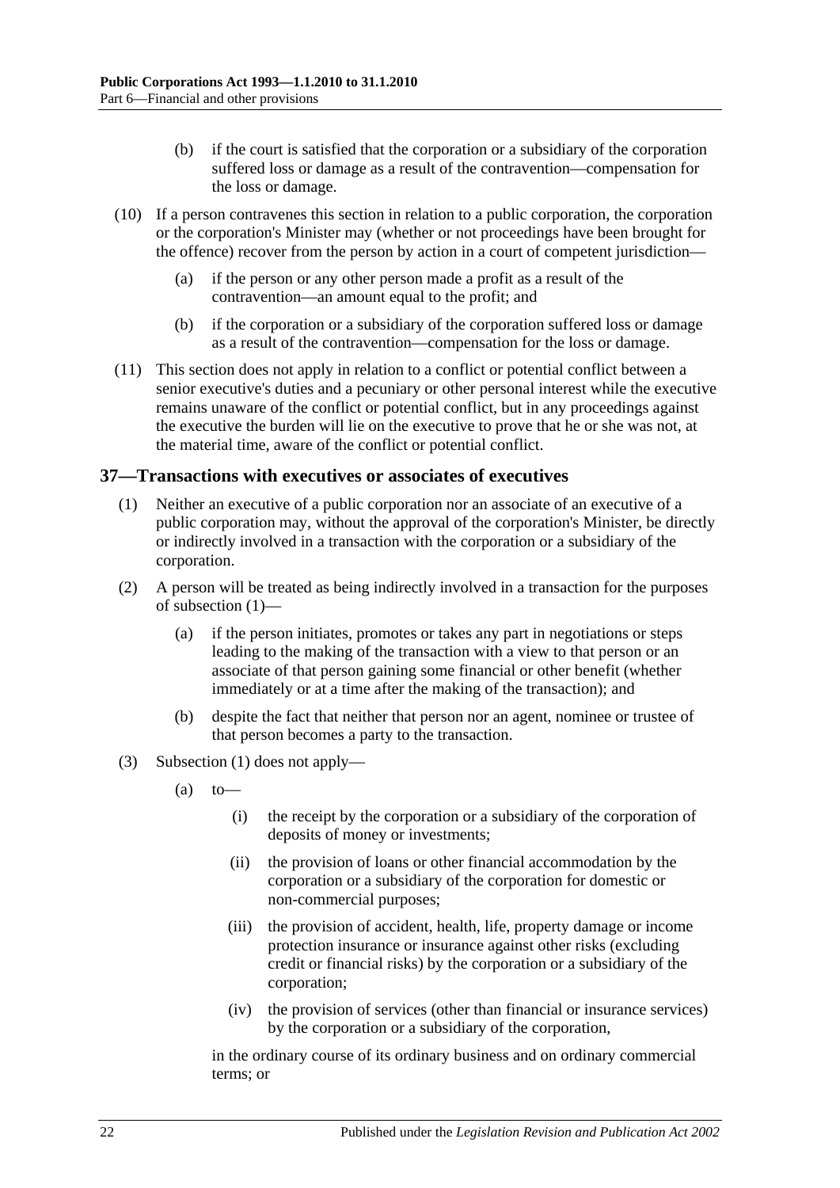(b) if the court is satisfied that the corporation or a subsidiary of the corporation suffered loss or damage as a result of the contravention—compensation for the loss or damage.

(10) If a person contravenes this section in relation to a public corporation, the corporation or the corporation's Minister may (whether or not proceedings have been brought for the offence) recover from the person by action in a court of competent jurisdiction—

(a) if the person or any other person made a profit as a result of the contravention—an amount equal to the profit; and

(b) if the corporation or a subsidiary of the corporation suffered loss or damage as a result of the contravention—compensation for the loss or damage.

(11) This section does not apply in relation to a conflict or potential conflict between a senior executive's duties and a pecuniary or other personal interest while the executive remains unaware of the conflict or potential conflict, but in any proceedings against the executive the burden will lie on the executive to prove that he or she was not, at the material time, aware of the conflict or potential conflict.

## 37—Transactions with executives or associates of executives

(1) Neither an executive of a public corporation nor an associate of an executive of a public corporation may, without the approval of the corporation's Minister, be directly or indirectly involved in a transaction with the corporation or a subsidiary of the corporation.

(2) A person will be treated as being indirectly involved in a transaction for the purposes of subsection (1)—

(a) if the person initiates, promotes or takes any part in negotiations or steps leading to the making of the transaction with a view to that person or an associate of that person gaining some financial or other benefit (whether immediately or at a time after the making of the transaction); and

(b) despite the fact that neither that person nor an agent, nominee or trustee of that person becomes a party to the transaction.

(3) Subsection (1) does not apply—

(a) to—

(i) the receipt by the corporation or a subsidiary of the corporation of deposits of money or investments;

(ii) the provision of loans or other financial accommodation by the corporation or a subsidiary of the corporation for domestic or non-commercial purposes;

(iii) the provision of accident, health, life, property damage or income protection insurance or insurance against other risks (excluding credit or financial risks) by the corporation or a subsidiary of the corporation;

(iv) the provision of services (other than financial or insurance services) by the corporation or a subsidiary of the corporation,

in the ordinary course of its ordinary business and on ordinary commercial terms; or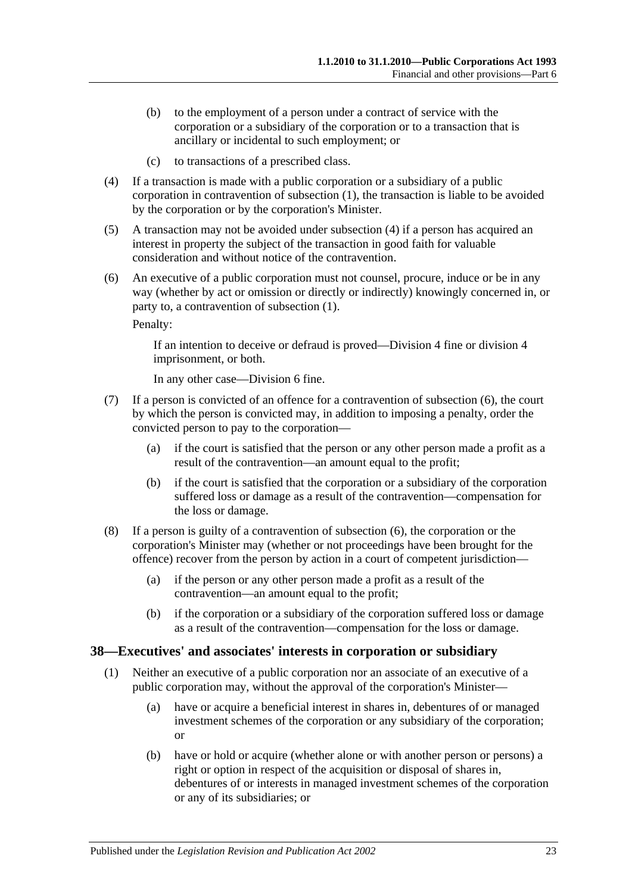(b) to the employment of a person under a contract of service with the corporation or a subsidiary of the corporation or to a transaction that is ancillary or incidental to such employment; or

(c) to transactions of a prescribed class.

(4) If a transaction is made with a public corporation or a subsidiary of a public corporation in contravention of subsection (1), the transaction is liable to be avoided by the corporation or by the corporation's Minister.

(5) A transaction may not be avoided under subsection (4) if a person has acquired an interest in property the subject of the transaction in good faith for valuable consideration and without notice of the contravention.

(6) An executive of a public corporation must not counsel, procure, induce or be in any way (whether by act or omission or directly or indirectly) knowingly concerned in, or party to, a contravention of subsection (1).

Penalty:

If an intention to deceive or defraud is proved—Division 4 fine or division 4 imprisonment, or both.

In any other case—Division 6 fine.

(7) If a person is convicted of an offence for a contravention of subsection (6), the court by which the person is convicted may, in addition to imposing a penalty, order the convicted person to pay to the corporation—

(a) if the court is satisfied that the person or any other person made a profit as a result of the contravention—an amount equal to the profit;

(b) if the court is satisfied that the corporation or a subsidiary of the corporation suffered loss or damage as a result of the contravention—compensation for the loss or damage.

(8) If a person is guilty of a contravention of subsection (6), the corporation or the corporation's Minister may (whether or not proceedings have been brought for the offence) recover from the person by action in a court of competent jurisdiction—

(a) if the person or any other person made a profit as a result of the contravention—an amount equal to the profit;

(b) if the corporation or a subsidiary of the corporation suffered loss or damage as a result of the contravention—compensation for the loss or damage.

## 38—Executives' and associates' interests in corporation or subsidiary

(1) Neither an executive of a public corporation nor an associate of an executive of a public corporation may, without the approval of the corporation's Minister—

(a) have or acquire a beneficial interest in shares in, debentures of or managed investment schemes of the corporation or any subsidiary of the corporation; or

(b) have or hold or acquire (whether alone or with another person or persons) a right or option in respect of the acquisition or disposal of shares in, debentures of or interests in managed investment schemes of the corporation or any of its subsidiaries; or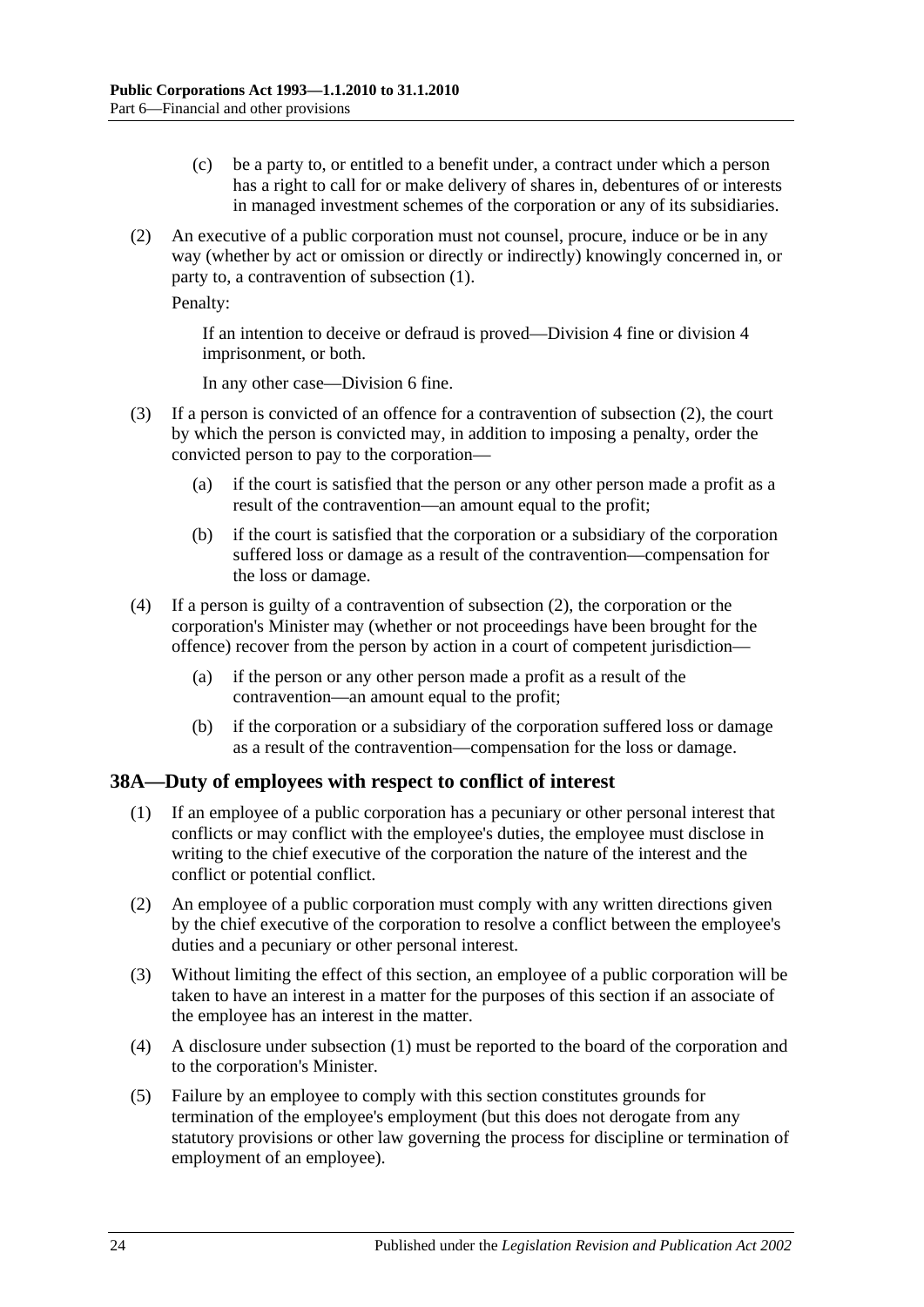(c) be a party to, or entitled to a benefit under, a contract under which a person has a right to call for or make delivery of shares in, debentures of or interests in managed investment schemes of the corporation or any of its subsidiaries.

(2) An executive of a public corporation must not counsel, procure, induce or be in any way (whether by act or omission or directly or indirectly) knowingly concerned in, or party to, a contravention of subsection (1).

Penalty:

If an intention to deceive or defraud is proved—Division 4 fine or division 4 imprisonment, or both.

In any other case—Division 6 fine.

(3) If a person is convicted of an offence for a contravention of subsection (2), the court by which the person is convicted may, in addition to imposing a penalty, order the convicted person to pay to the corporation—

(a) if the court is satisfied that the person or any other person made a profit as a result of the contravention—an amount equal to the profit;

(b) if the court is satisfied that the corporation or a subsidiary of the corporation suffered loss or damage as a result of the contravention—compensation for the loss or damage.

(4) If a person is guilty of a contravention of subsection (2), the corporation or the corporation's Minister may (whether or not proceedings have been brought for the offence) recover from the person by action in a court of competent jurisdiction—

(a) if the person or any other person made a profit as a result of the contravention—an amount equal to the profit;

(b) if the corporation or a subsidiary of the corporation suffered loss or damage as a result of the contravention—compensation for the loss or damage.

## 38A—Duty of employees with respect to conflict of interest

(1) If an employee of a public corporation has a pecuniary or other personal interest that conflicts or may conflict with the employee's duties, the employee must disclose in writing to the chief executive of the corporation the nature of the interest and the conflict or potential conflict.

(2) An employee of a public corporation must comply with any written directions given by the chief executive of the corporation to resolve a conflict between the employee's duties and a pecuniary or other personal interest.

(3) Without limiting the effect of this section, an employee of a public corporation will be taken to have an interest in a matter for the purposes of this section if an associate of the employee has an interest in the matter.

(4) A disclosure under subsection (1) must be reported to the board of the corporation and to the corporation's Minister.

(5) Failure by an employee to comply with this section constitutes grounds for termination of the employee's employment (but this does not derogate from any statutory provisions or other law governing the process for discipline or termination of employment of an employee).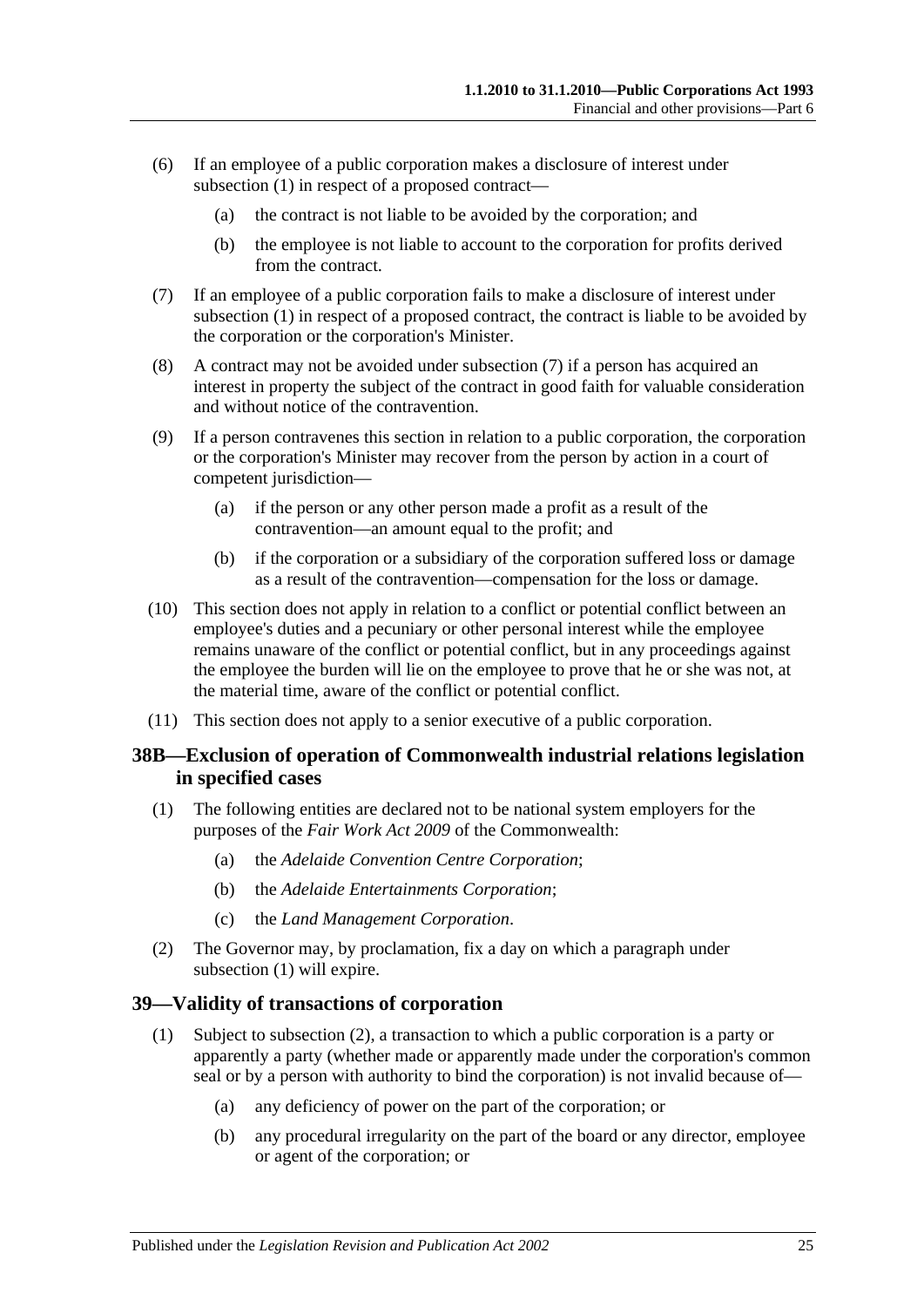(6) If an employee of a public corporation makes a disclosure of interest under subsection (1) in respect of a proposed contract—

  (a) the contract is not liable to be avoided by the corporation; and

  (b) the employee is not liable to account to the corporation for profits derived from the contract.

(7) If an employee of a public corporation fails to make a disclosure of interest under subsection (1) in respect of a proposed contract, the contract is liable to be avoided by the corporation or the corporation's Minister.

(8) A contract may not be avoided under subsection (7) if a person has acquired an interest in property the subject of the contract in good faith for valuable consideration and without notice of the contravention.

(9) If a person contravenes this section in relation to a public corporation, the corporation or the corporation's Minister may recover from the person by action in a court of competent jurisdiction—

  (a) if the person or any other person made a profit as a result of the contravention—an amount equal to the profit; and

  (b) if the corporation or a subsidiary of the corporation suffered loss or damage as a result of the contravention—compensation for the loss or damage.

(10) This section does not apply in relation to a conflict or potential conflict between an employee's duties and a pecuniary or other personal interest while the employee remains unaware of the conflict or potential conflict, but in any proceedings against the employee the burden will lie on the employee to prove that he or she was not, at the material time, aware of the conflict or potential conflict.

(11) This section does not apply to a senior executive of a public corporation.

## 38B—Exclusion of operation of Commonwealth industrial relations legislation in specified cases

(1) The following entities are declared not to be national system employers for the purposes of the *Fair Work Act 2009* of the Commonwealth:

  (a) the *Adelaide Convention Centre Corporation*;

  (b) the *Adelaide Entertainments Corporation*;

  (c) the *Land Management Corporation*.

(2) The Governor may, by proclamation, fix a day on which a paragraph under subsection (1) will expire.

## 39—Validity of transactions of corporation

(1) Subject to subsection (2), a transaction to which a public corporation is a party or apparently a party (whether made or apparently made under the corporation's common seal or by a person with authority to bind the corporation) is not invalid because of—

  (a) any deficiency of power on the part of the corporation; or

  (b) any procedural irregularity on the part of the board or any director, employee or agent of the corporation; or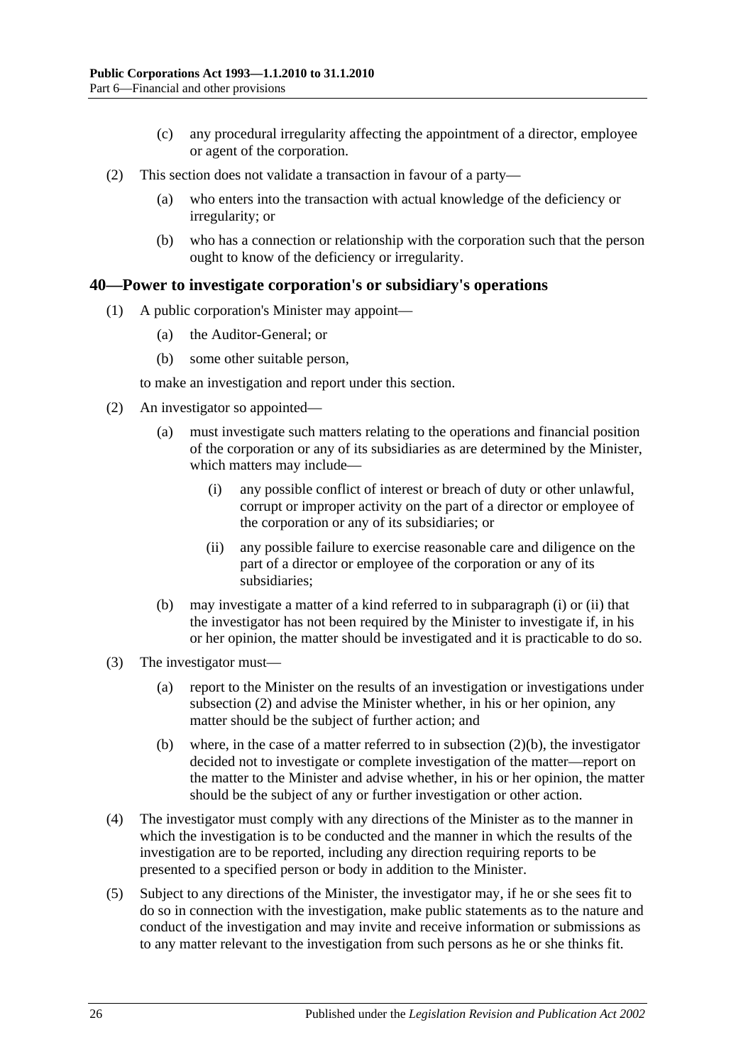(c) any procedural irregularity affecting the appointment of a director, employee or agent of the corporation.

(2) This section does not validate a transaction in favour of a party—

(a) who enters into the transaction with actual knowledge of the deficiency or irregularity; or

(b) who has a connection or relationship with the corporation such that the person ought to know of the deficiency or irregularity.

## 40—Power to investigate corporation's or subsidiary's operations

(1) A public corporation's Minister may appoint—

(a) the Auditor-General; or

(b) some other suitable person,

to make an investigation and report under this section.

(2) An investigator so appointed—

(a) must investigate such matters relating to the operations and financial position of the corporation or any of its subsidiaries as are determined by the Minister, which matters may include—

(i) any possible conflict of interest or breach of duty or other unlawful, corrupt or improper activity on the part of a director or employee of the corporation or any of its subsidiaries; or

(ii) any possible failure to exercise reasonable care and diligence on the part of a director or employee of the corporation or any of its subsidiaries;

(b) may investigate a matter of a kind referred to in subparagraph (i) or (ii) that the investigator has not been required by the Minister to investigate if, in his or her opinion, the matter should be investigated and it is practicable to do so.

(3) The investigator must—

(a) report to the Minister on the results of an investigation or investigations under subsection (2) and advise the Minister whether, in his or her opinion, any matter should be the subject of further action; and

(b) where, in the case of a matter referred to in subsection (2)(b), the investigator decided not to investigate or complete investigation of the matter—report on the matter to the Minister and advise whether, in his or her opinion, the matter should be the subject of any or further investigation or other action.

(4) The investigator must comply with any directions of the Minister as to the manner in which the investigation is to be conducted and the manner in which the results of the investigation are to be reported, including any direction requiring reports to be presented to a specified person or body in addition to the Minister.

(5) Subject to any directions of the Minister, the investigator may, if he or she sees fit to do so in connection with the investigation, make public statements as to the nature and conduct of the investigation and may invite and receive information or submissions as to any matter relevant to the investigation from such persons as he or she thinks fit.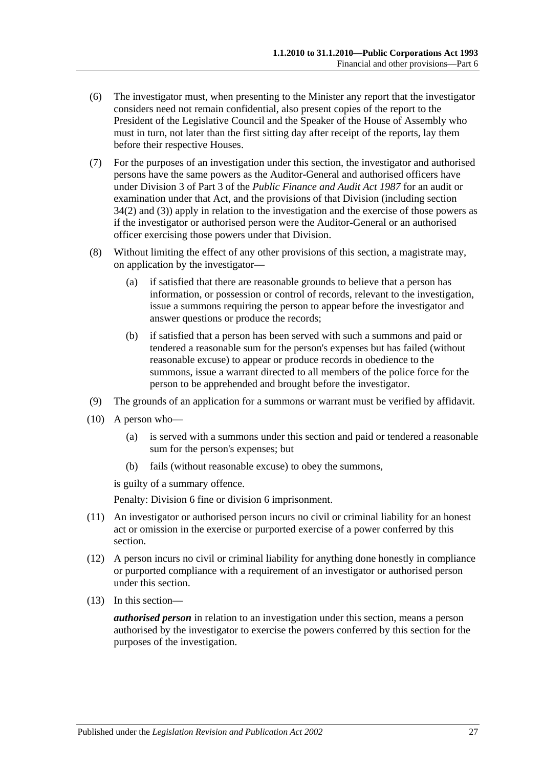(6) The investigator must, when presenting to the Minister any report that the investigator considers need not remain confidential, also present copies of the report to the President of the Legislative Council and the Speaker of the House of Assembly who must in turn, not later than the first sitting day after receipt of the reports, lay them before their respective Houses.

(7) For the purposes of an investigation under this section, the investigator and authorised persons have the same powers as the Auditor-General and authorised officers have under Division 3 of Part 3 of the *Public Finance and Audit Act 1987* for an audit or examination under that Act, and the provisions of that Division (including section 34(2) and (3)) apply in relation to the investigation and the exercise of those powers as if the investigator or authorised person were the Auditor-General or an authorised officer exercising those powers under that Division.

(8) Without limiting the effect of any other provisions of this section, a magistrate may, on application by the investigator—

(a) if satisfied that there are reasonable grounds to believe that a person has information, or possession or control of records, relevant to the investigation, issue a summons requiring the person to appear before the investigator and answer questions or produce the records;

(b) if satisfied that a person has been served with such a summons and paid or tendered a reasonable sum for the person's expenses but has failed (without reasonable excuse) to appear or produce records in obedience to the summons, issue a warrant directed to all members of the police force for the person to be apprehended and brought before the investigator.

(9) The grounds of an application for a summons or warrant must be verified by affidavit.

(10) A person who—

(a) is served with a summons under this section and paid or tendered a reasonable sum for the person's expenses; but

(b) fails (without reasonable excuse) to obey the summons,

is guilty of a summary offence.

Penalty: Division 6 fine or division 6 imprisonment.

(11) An investigator or authorised person incurs no civil or criminal liability for an honest act or omission in the exercise or purported exercise of a power conferred by this section.

(12) A person incurs no civil or criminal liability for anything done honestly in compliance or purported compliance with a requirement of an investigator or authorised person under this section.

(13) In this section—

***authorised person*** in relation to an investigation under this section, means a person authorised by the investigator to exercise the powers conferred by this section for the purposes of the investigation.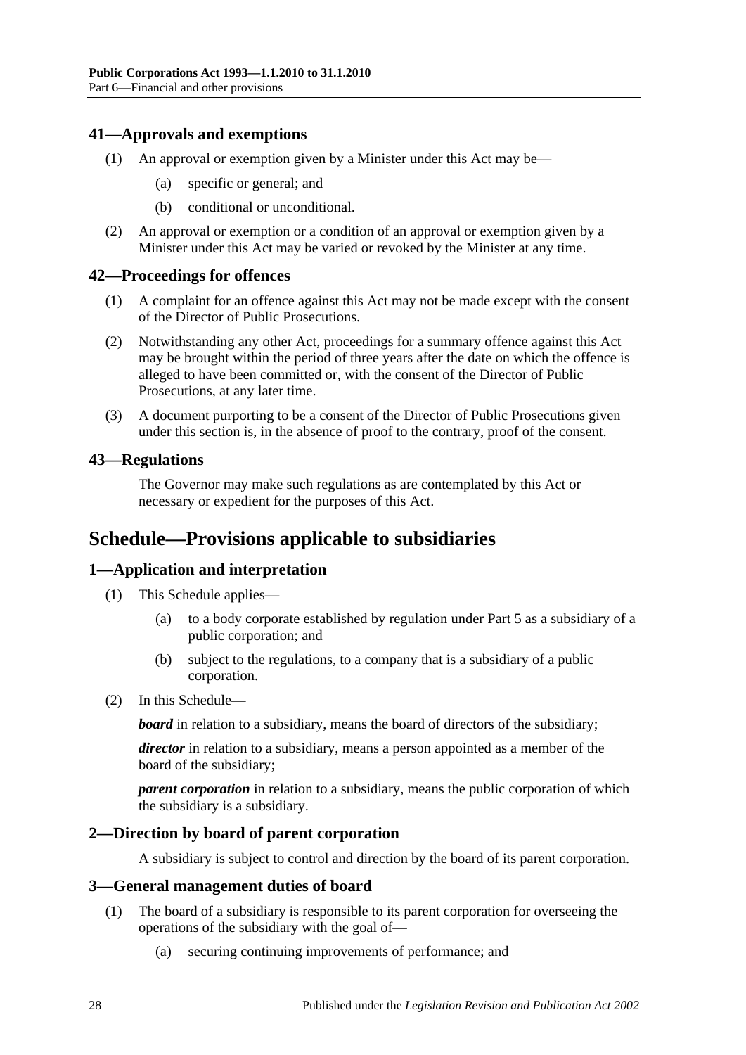## 41—Approvals and exemptions

(1) An approval or exemption given by a Minister under this Act may be—

- (a) specific or general; and
- (b) conditional or unconditional.

(2) An approval or exemption or a condition of an approval or exemption given by a Minister under this Act may be varied or revoked by the Minister at any time.

## 42—Proceedings for offences

(1) A complaint for an offence against this Act may not be made except with the consent of the Director of Public Prosecutions.

(2) Notwithstanding any other Act, proceedings for a summary offence against this Act may be brought within the period of three years after the date on which the offence is alleged to have been committed or, with the consent of the Director of Public Prosecutions, at any later time.

(3) A document purporting to be a consent of the Director of Public Prosecutions given under this section is, in the absence of proof to the contrary, proof of the consent.

## 43—Regulations

The Governor may make such regulations as are contemplated by this Act or necessary or expedient for the purposes of this Act.

# Schedule—Provisions applicable to subsidiaries

## 1—Application and interpretation

(1) This Schedule applies—

- (a) to a body corporate established by regulation under Part 5 as a subsidiary of a public corporation; and
- (b) subject to the regulations, to a company that is a subsidiary of a public corporation.

(2) In this Schedule—

***board*** in relation to a subsidiary, means the board of directors of the subsidiary;

***director*** in relation to a subsidiary, means a person appointed as a member of the board of the subsidiary;

***parent corporation*** in relation to a subsidiary, means the public corporation of which the subsidiary is a subsidiary.

## 2—Direction by board of parent corporation

A subsidiary is subject to control and direction by the board of its parent corporation.

## 3—General management duties of board

(1) The board of a subsidiary is responsible to its parent corporation for overseeing the operations of the subsidiary with the goal of—

- (a) securing continuing improvements of performance; and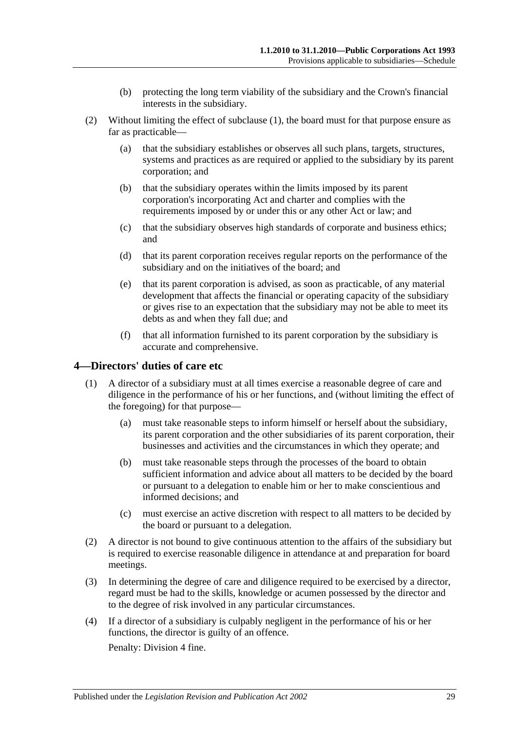(b) protecting the long term viability of the subsidiary and the Crown's financial interests in the subsidiary.

(2) Without limiting the effect of subclause (1), the board must for that purpose ensure as far as practicable—

(a) that the subsidiary establishes or observes all such plans, targets, structures, systems and practices as are required or applied to the subsidiary by its parent corporation; and

(b) that the subsidiary operates within the limits imposed by its parent corporation's incorporating Act and charter and complies with the requirements imposed by or under this or any other Act or law; and

(c) that the subsidiary observes high standards of corporate and business ethics; and

(d) that its parent corporation receives regular reports on the performance of the subsidiary and on the initiatives of the board; and

(e) that its parent corporation is advised, as soon as practicable, of any material development that affects the financial or operating capacity of the subsidiary or gives rise to an expectation that the subsidiary may not be able to meet its debts as and when they fall due; and

(f) that all information furnished to its parent corporation by the subsidiary is accurate and comprehensive.

## 4—Directors' duties of care etc

(1) A director of a subsidiary must at all times exercise a reasonable degree of care and diligence in the performance of his or her functions, and (without limiting the effect of the foregoing) for that purpose—

(a) must take reasonable steps to inform himself or herself about the subsidiary, its parent corporation and the other subsidiaries of its parent corporation, their businesses and activities and the circumstances in which they operate; and

(b) must take reasonable steps through the processes of the board to obtain sufficient information and advice about all matters to be decided by the board or pursuant to a delegation to enable him or her to make conscientious and informed decisions; and

(c) must exercise an active discretion with respect to all matters to be decided by the board or pursuant to a delegation.

(2) A director is not bound to give continuous attention to the affairs of the subsidiary but is required to exercise reasonable diligence in attendance at and preparation for board meetings.

(3) In determining the degree of care and diligence required to be exercised by a director, regard must be had to the skills, knowledge or acumen possessed by the director and to the degree of risk involved in any particular circumstances.

(4) If a director of a subsidiary is culpably negligent in the performance of his or her functions, the director is guilty of an offence.

Penalty: Division 4 fine.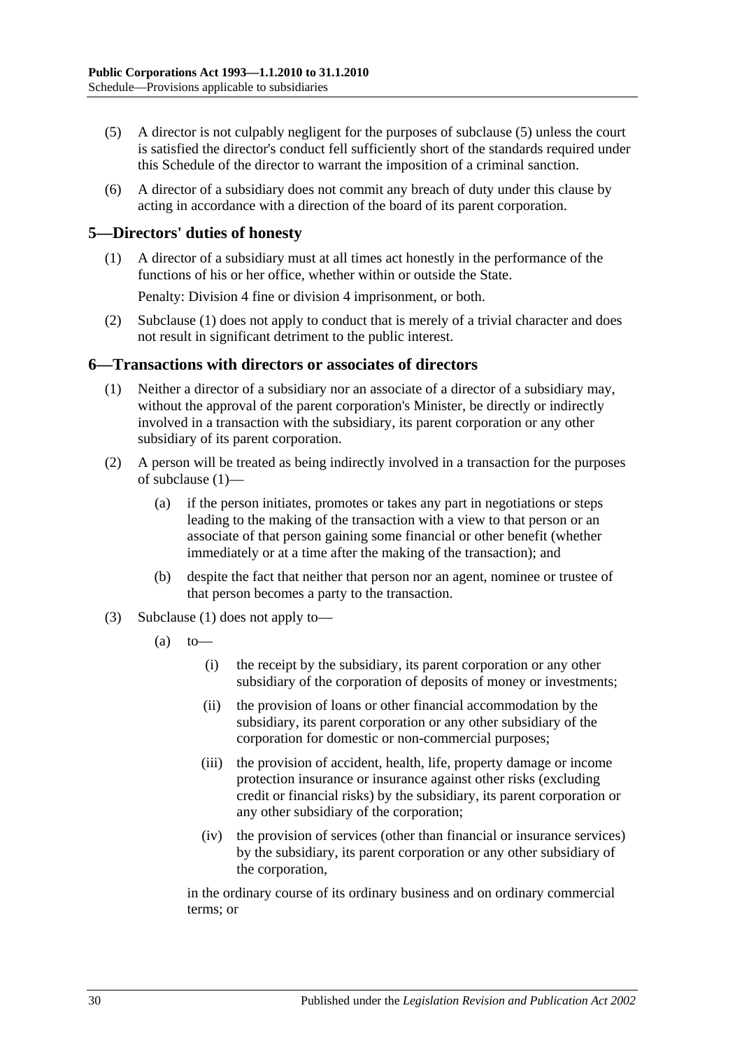(5) A director is not culpably negligent for the purposes of subclause (5) unless the court is satisfied the director's conduct fell sufficiently short of the standards required under this Schedule of the director to warrant the imposition of a criminal sanction.

(6) A director of a subsidiary does not commit any breach of duty under this clause by acting in accordance with a direction of the board of its parent corporation.

## 5—Directors' duties of honesty

(1) A director of a subsidiary must at all times act honestly in the performance of the functions of his or her office, whether within or outside the State.

Penalty: Division 4 fine or division 4 imprisonment, or both.

(2) Subclause (1) does not apply to conduct that is merely of a trivial character and does not result in significant detriment to the public interest.

## 6—Transactions with directors or associates of directors

(1) Neither a director of a subsidiary nor an associate of a director of a subsidiary may, without the approval of the parent corporation's Minister, be directly or indirectly involved in a transaction with the subsidiary, its parent corporation or any other subsidiary of its parent corporation.

(2) A person will be treated as being indirectly involved in a transaction for the purposes of subclause (1)—

(a) if the person initiates, promotes or takes any part in negotiations or steps leading to the making of the transaction with a view to that person or an associate of that person gaining some financial or other benefit (whether immediately or at a time after the making of the transaction); and

(b) despite the fact that neither that person nor an agent, nominee or trustee of that person becomes a party to the transaction.

(3) Subclause (1) does not apply to—

(a) to—

(i) the receipt by the subsidiary, its parent corporation or any other subsidiary of the corporation of deposits of money or investments;

(ii) the provision of loans or other financial accommodation by the subsidiary, its parent corporation or any other subsidiary of the corporation for domestic or non-commercial purposes;

(iii) the provision of accident, health, life, property damage or income protection insurance or insurance against other risks (excluding credit or financial risks) by the subsidiary, its parent corporation or any other subsidiary of the corporation;

(iv) the provision of services (other than financial or insurance services) by the subsidiary, its parent corporation or any other subsidiary of the corporation,

in the ordinary course of its ordinary business and on ordinary commercial terms; or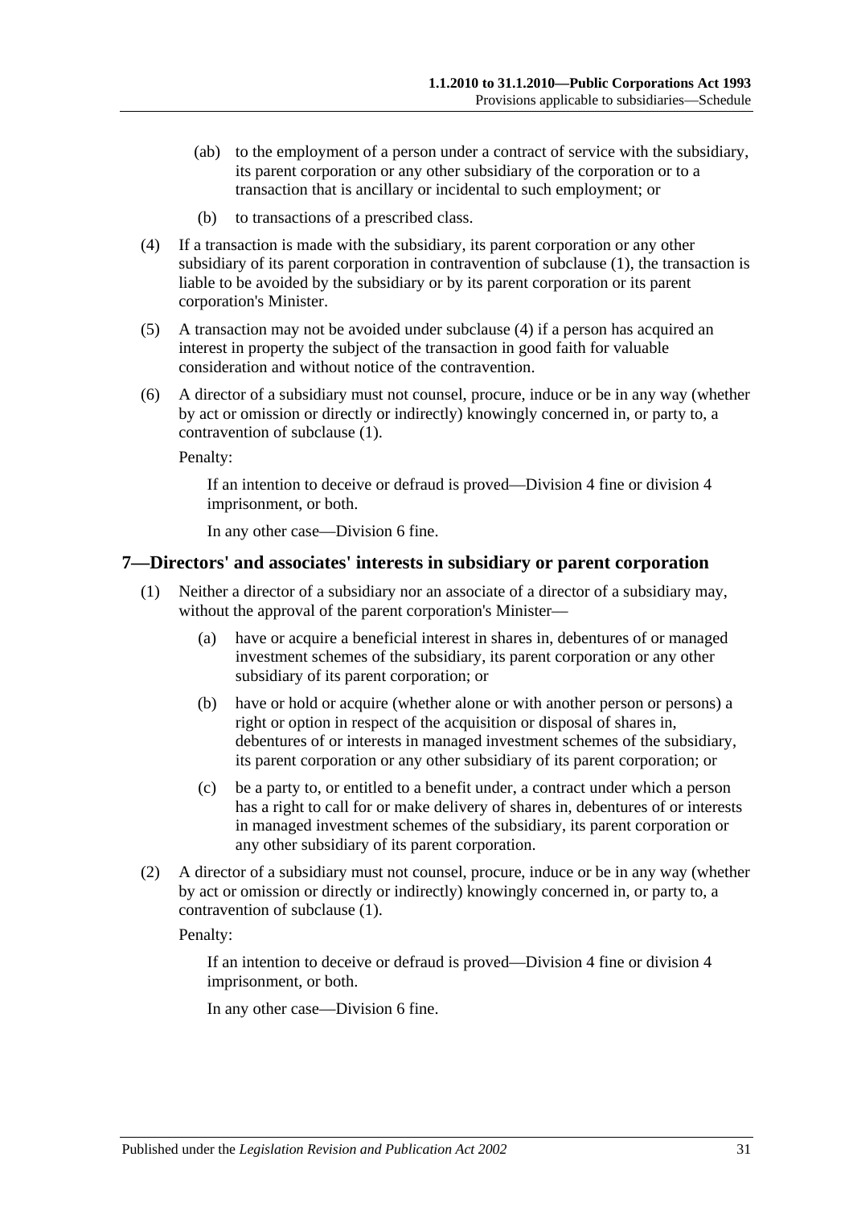(ab) to the employment of a person under a contract of service with the subsidiary, its parent corporation or any other subsidiary of the corporation or to a transaction that is ancillary or incidental to such employment; or

(b) to transactions of a prescribed class.

(4) If a transaction is made with the subsidiary, its parent corporation or any other subsidiary of its parent corporation in contravention of subclause (1), the transaction is liable to be avoided by the subsidiary or by its parent corporation or its parent corporation's Minister.

(5) A transaction may not be avoided under subclause (4) if a person has acquired an interest in property the subject of the transaction in good faith for valuable consideration and without notice of the contravention.

(6) A director of a subsidiary must not counsel, procure, induce or be in any way (whether by act or omission or directly or indirectly) knowingly concerned in, or party to, a contravention of subclause (1).

Penalty:

If an intention to deceive or defraud is proved—Division 4 fine or division 4 imprisonment, or both.

In any other case—Division 6 fine.

## 7—Directors' and associates' interests in subsidiary or parent corporation

(1) Neither a director of a subsidiary nor an associate of a director of a subsidiary may, without the approval of the parent corporation's Minister—

(a) have or acquire a beneficial interest in shares in, debentures of or managed investment schemes of the subsidiary, its parent corporation or any other subsidiary of its parent corporation; or

(b) have or hold or acquire (whether alone or with another person or persons) a right or option in respect of the acquisition or disposal of shares in, debentures of or interests in managed investment schemes of the subsidiary, its parent corporation or any other subsidiary of its parent corporation; or

(c) be a party to, or entitled to a benefit under, a contract under which a person has a right to call for or make delivery of shares in, debentures of or interests in managed investment schemes of the subsidiary, its parent corporation or any other subsidiary of its parent corporation.

(2) A director of a subsidiary must not counsel, procure, induce or be in any way (whether by act or omission or directly or indirectly) knowingly concerned in, or party to, a contravention of subclause (1).

Penalty:

If an intention to deceive or defraud is proved—Division 4 fine or division 4 imprisonment, or both.

In any other case—Division 6 fine.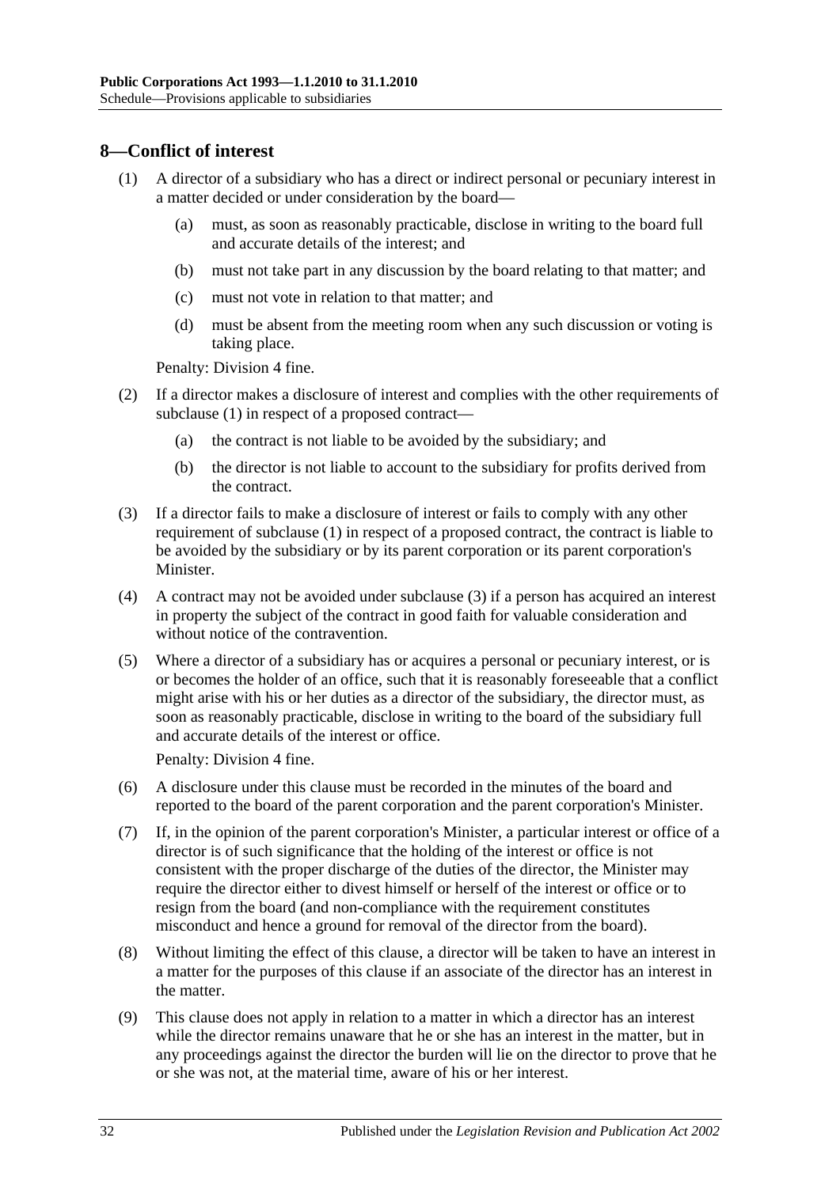## 8—Conflict of interest

(1) A director of a subsidiary who has a direct or indirect personal or pecuniary interest in a matter decided or under consideration by the board—

(a) must, as soon as reasonably practicable, disclose in writing to the board full and accurate details of the interest; and

(b) must not take part in any discussion by the board relating to that matter; and

(c) must not vote in relation to that matter; and

(d) must be absent from the meeting room when any such discussion or voting is taking place.

Penalty: Division 4 fine.

(2) If a director makes a disclosure of interest and complies with the other requirements of subclause (1) in respect of a proposed contract—

(a) the contract is not liable to be avoided by the subsidiary; and

(b) the director is not liable to account to the subsidiary for profits derived from the contract.

(3) If a director fails to make a disclosure of interest or fails to comply with any other requirement of subclause (1) in respect of a proposed contract, the contract is liable to be avoided by the subsidiary or by its parent corporation or its parent corporation's Minister.

(4) A contract may not be avoided under subclause (3) if a person has acquired an interest in property the subject of the contract in good faith for valuable consideration and without notice of the contravention.

(5) Where a director of a subsidiary has or acquires a personal or pecuniary interest, or is or becomes the holder of an office, such that it is reasonably foreseeable that a conflict might arise with his or her duties as a director of the subsidiary, the director must, as soon as reasonably practicable, disclose in writing to the board of the subsidiary full and accurate details of the interest or office.

Penalty: Division 4 fine.

(6) A disclosure under this clause must be recorded in the minutes of the board and reported to the board of the parent corporation and the parent corporation's Minister.

(7) If, in the opinion of the parent corporation's Minister, a particular interest or office of a director is of such significance that the holding of the interest or office is not consistent with the proper discharge of the duties of the director, the Minister may require the director either to divest himself or herself of the interest or office or to resign from the board (and non-compliance with the requirement constitutes misconduct and hence a ground for removal of the director from the board).

(8) Without limiting the effect of this clause, a director will be taken to have an interest in a matter for the purposes of this clause if an associate of the director has an interest in the matter.

(9) This clause does not apply in relation to a matter in which a director has an interest while the director remains unaware that he or she has an interest in the matter, but in any proceedings against the director the burden will lie on the director to prove that he or she was not, at the material time, aware of his or her interest.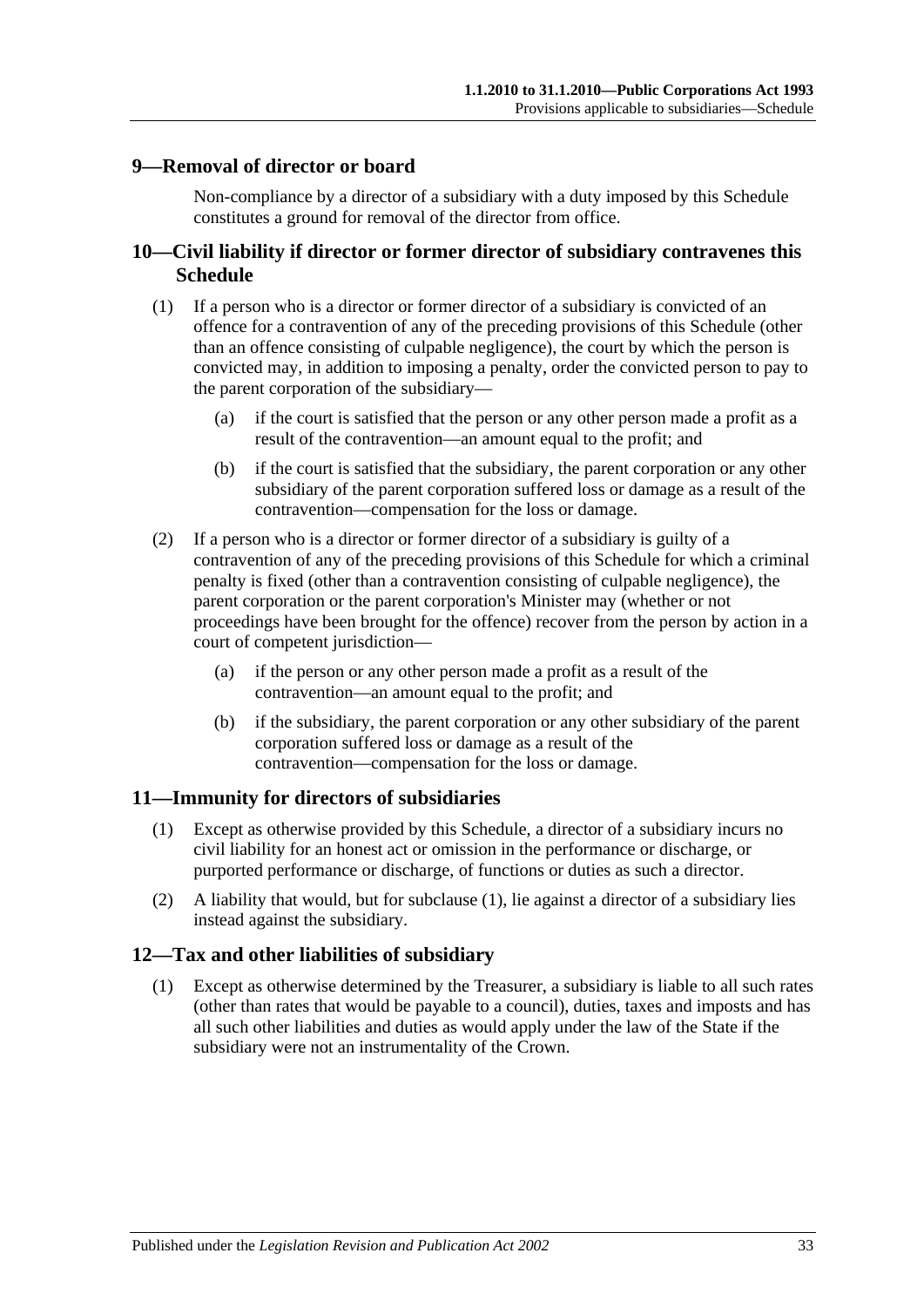## 9—Removal of director or board

Non-compliance by a director of a subsidiary with a duty imposed by this Schedule constitutes a ground for removal of the director from office.

## 10—Civil liability if director or former director of subsidiary contravenes this Schedule

(1) If a person who is a director or former director of a subsidiary is convicted of an offence for a contravention of any of the preceding provisions of this Schedule (other than an offence consisting of culpable negligence), the court by which the person is convicted may, in addition to imposing a penalty, order the convicted person to pay to the parent corporation of the subsidiary—

(a) if the court is satisfied that the person or any other person made a profit as a result of the contravention—an amount equal to the profit; and

(b) if the court is satisfied that the subsidiary, the parent corporation or any other subsidiary of the parent corporation suffered loss or damage as a result of the contravention—compensation for the loss or damage.

(2) If a person who is a director or former director of a subsidiary is guilty of a contravention of any of the preceding provisions of this Schedule for which a criminal penalty is fixed (other than a contravention consisting of culpable negligence), the parent corporation or the parent corporation's Minister may (whether or not proceedings have been brought for the offence) recover from the person by action in a court of competent jurisdiction—

(a) if the person or any other person made a profit as a result of the contravention—an amount equal to the profit; and

(b) if the subsidiary, the parent corporation or any other subsidiary of the parent corporation suffered loss or damage as a result of the contravention—compensation for the loss or damage.

## 11—Immunity for directors of subsidiaries

(1) Except as otherwise provided by this Schedule, a director of a subsidiary incurs no civil liability for an honest act or omission in the performance or discharge, or purported performance or discharge, of functions or duties as such a director.

(2) A liability that would, but for subclause (1), lie against a director of a subsidiary lies instead against the subsidiary.

## 12—Tax and other liabilities of subsidiary

(1) Except as otherwise determined by the Treasurer, a subsidiary is liable to all such rates (other than rates that would be payable to a council), duties, taxes and imposts and has all such other liabilities and duties as would apply under the law of the State if the subsidiary were not an instrumentality of the Crown.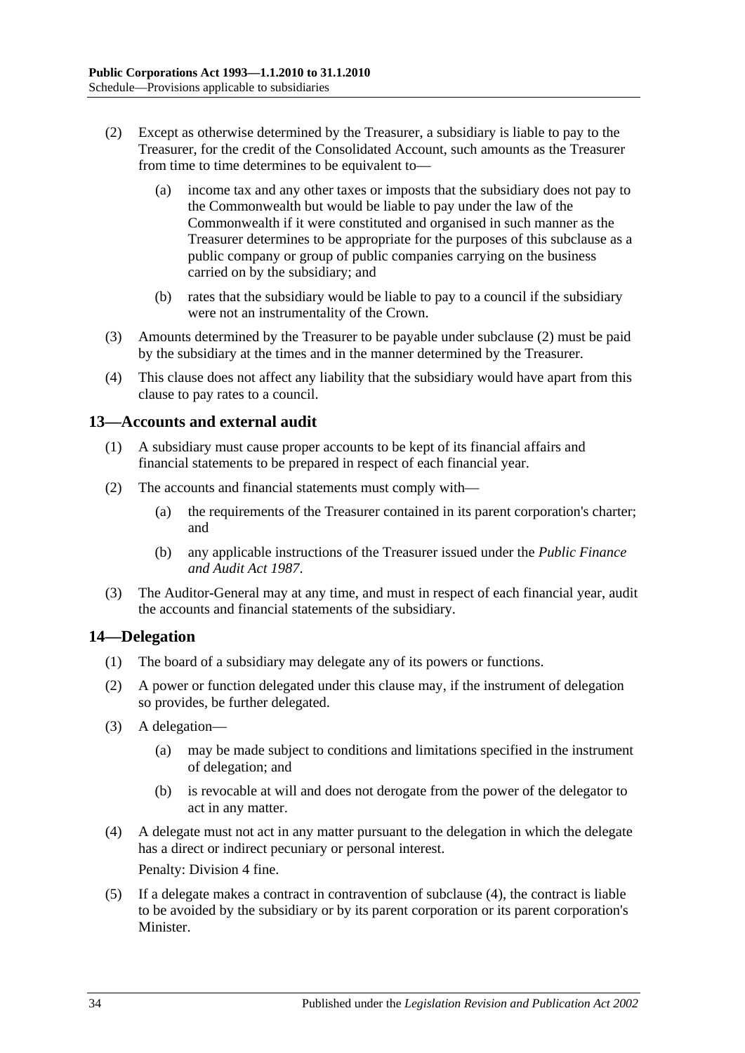(2) Except as otherwise determined by the Treasurer, a subsidiary is liable to pay to the Treasurer, for the credit of the Consolidated Account, such amounts as the Treasurer from time to time determines to be equivalent to—

(a) income tax and any other taxes or imposts that the subsidiary does not pay to the Commonwealth but would be liable to pay under the law of the Commonwealth if it were constituted and organised in such manner as the Treasurer determines to be appropriate for the purposes of this subclause as a public company or group of public companies carrying on the business carried on by the subsidiary; and

(b) rates that the subsidiary would be liable to pay to a council if the subsidiary were not an instrumentality of the Crown.

(3) Amounts determined by the Treasurer to be payable under subclause (2) must be paid by the subsidiary at the times and in the manner determined by the Treasurer.

(4) This clause does not affect any liability that the subsidiary would have apart from this clause to pay rates to a council.

## 13—Accounts and external audit

(1) A subsidiary must cause proper accounts to be kept of its financial affairs and financial statements to be prepared in respect of each financial year.

(2) The accounts and financial statements must comply with—

(a) the requirements of the Treasurer contained in its parent corporation's charter; and

(b) any applicable instructions of the Treasurer issued under the *Public Finance and Audit Act 1987*.

(3) The Auditor-General may at any time, and must in respect of each financial year, audit the accounts and financial statements of the subsidiary.

## 14—Delegation

(1) The board of a subsidiary may delegate any of its powers or functions.

(2) A power or function delegated under this clause may, if the instrument of delegation so provides, be further delegated.

(3) A delegation—

(a) may be made subject to conditions and limitations specified in the instrument of delegation; and

(b) is revocable at will and does not derogate from the power of the delegator to act in any matter.

(4) A delegate must not act in any matter pursuant to the delegation in which the delegate has a direct or indirect pecuniary or personal interest.

Penalty: Division 4 fine.

(5) If a delegate makes a contract in contravention of subclause (4), the contract is liable to be avoided by the subsidiary or by its parent corporation or its parent corporation's Minister.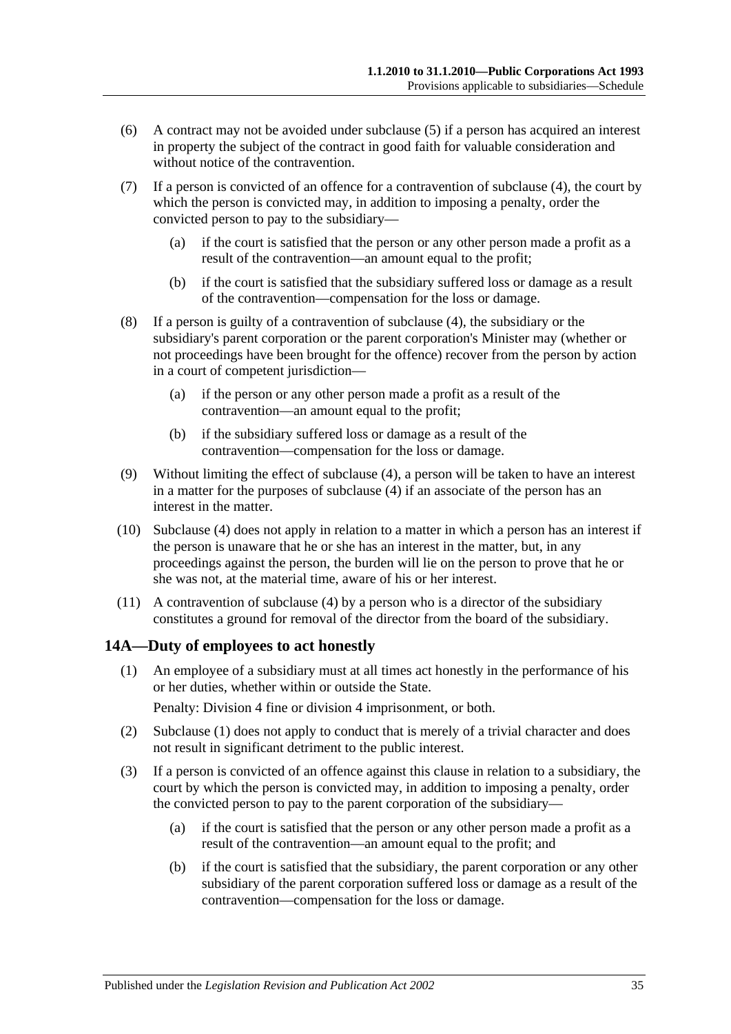(6) A contract may not be avoided under subclause (5) if a person has acquired an interest in property the subject of the contract in good faith for valuable consideration and without notice of the contravention.

(7) If a person is convicted of an offence for a contravention of subclause (4), the court by which the person is convicted may, in addition to imposing a penalty, order the convicted person to pay to the subsidiary—

(a) if the court is satisfied that the person or any other person made a profit as a result of the contravention—an amount equal to the profit;

(b) if the court is satisfied that the subsidiary suffered loss or damage as a result of the contravention—compensation for the loss or damage.

(8) If a person is guilty of a contravention of subclause (4), the subsidiary or the subsidiary's parent corporation or the parent corporation's Minister may (whether or not proceedings have been brought for the offence) recover from the person by action in a court of competent jurisdiction—

(a) if the person or any other person made a profit as a result of the contravention—an amount equal to the profit;

(b) if the subsidiary suffered loss or damage as a result of the contravention—compensation for the loss or damage.

(9) Without limiting the effect of subclause (4), a person will be taken to have an interest in a matter for the purposes of subclause (4) if an associate of the person has an interest in the matter.

(10) Subclause (4) does not apply in relation to a matter in which a person has an interest if the person is unaware that he or she has an interest in the matter, but, in any proceedings against the person, the burden will lie on the person to prove that he or she was not, at the material time, aware of his or her interest.

(11) A contravention of subclause (4) by a person who is a director of the subsidiary constitutes a ground for removal of the director from the board of the subsidiary.

## 14A—Duty of employees to act honestly

(1) An employee of a subsidiary must at all times act honestly in the performance of his or her duties, whether within or outside the State.

Penalty: Division 4 fine or division 4 imprisonment, or both.

(2) Subclause (1) does not apply to conduct that is merely of a trivial character and does not result in significant detriment to the public interest.

(3) If a person is convicted of an offence against this clause in relation to a subsidiary, the court by which the person is convicted may, in addition to imposing a penalty, order the convicted person to pay to the parent corporation of the subsidiary—

(a) if the court is satisfied that the person or any other person made a profit as a result of the contravention—an amount equal to the profit; and

(b) if the court is satisfied that the subsidiary, the parent corporation or any other subsidiary of the parent corporation suffered loss or damage as a result of the contravention—compensation for the loss or damage.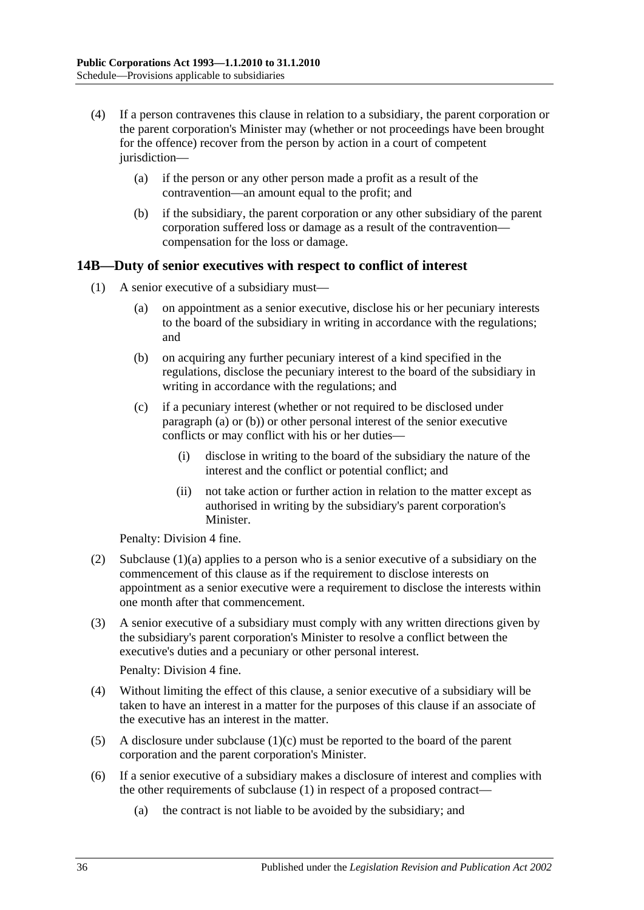(4) If a person contravenes this clause in relation to a subsidiary, the parent corporation or the parent corporation's Minister may (whether or not proceedings have been brought for the offence) recover from the person by action in a court of competent jurisdiction—

(a) if the person or any other person made a profit as a result of the contravention—an amount equal to the profit; and

(b) if the subsidiary, the parent corporation or any other subsidiary of the parent corporation suffered loss or damage as a result of the contravention—compensation for the loss or damage.

## 14B—Duty of senior executives with respect to conflict of interest

(1) A senior executive of a subsidiary must—

(a) on appointment as a senior executive, disclose his or her pecuniary interests to the board of the subsidiary in writing in accordance with the regulations; and

(b) on acquiring any further pecuniary interest of a kind specified in the regulations, disclose the pecuniary interest to the board of the subsidiary in writing in accordance with the regulations; and

(c) if a pecuniary interest (whether or not required to be disclosed under paragraph (a) or (b)) or other personal interest of the senior executive conflicts or may conflict with his or her duties—

(i) disclose in writing to the board of the subsidiary the nature of the interest and the conflict or potential conflict; and

(ii) not take action or further action in relation to the matter except as authorised in writing by the subsidiary's parent corporation's Minister.

Penalty: Division 4 fine.

(2) Subclause (1)(a) applies to a person who is a senior executive of a subsidiary on the commencement of this clause as if the requirement to disclose interests on appointment as a senior executive were a requirement to disclose the interests within one month after that commencement.

(3) A senior executive of a subsidiary must comply with any written directions given by the subsidiary's parent corporation's Minister to resolve a conflict between the executive's duties and a pecuniary or other personal interest.

Penalty: Division 4 fine.

(4) Without limiting the effect of this clause, a senior executive of a subsidiary will be taken to have an interest in a matter for the purposes of this clause if an associate of the executive has an interest in the matter.

(5) A disclosure under subclause (1)(c) must be reported to the board of the parent corporation and the parent corporation's Minister.

(6) If a senior executive of a subsidiary makes a disclosure of interest and complies with the other requirements of subclause (1) in respect of a proposed contract—

(a) the contract is not liable to be avoided by the subsidiary; and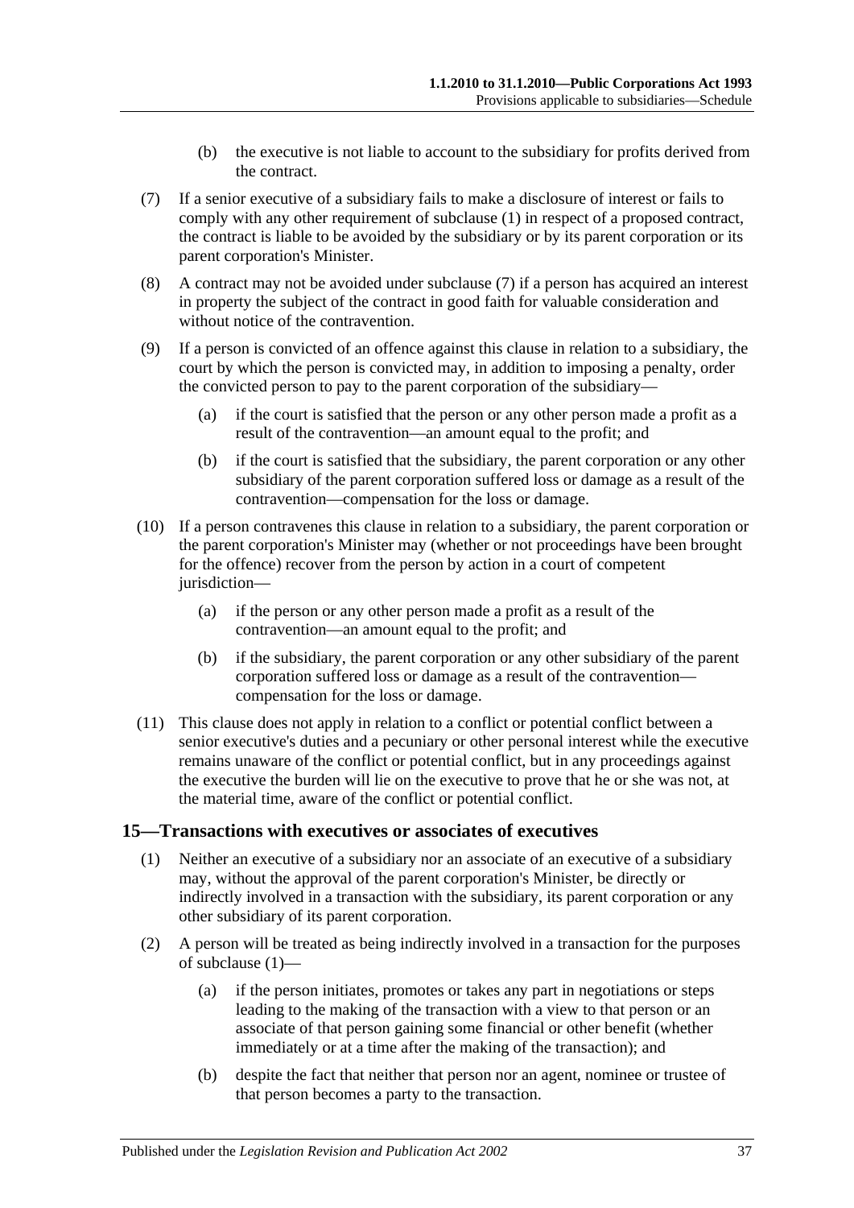(b) the executive is not liable to account to the subsidiary for profits derived from the contract.

(7) If a senior executive of a subsidiary fails to make a disclosure of interest or fails to comply with any other requirement of subclause (1) in respect of a proposed contract, the contract is liable to be avoided by the subsidiary or by its parent corporation or its parent corporation's Minister.

(8) A contract may not be avoided under subclause (7) if a person has acquired an interest in property the subject of the contract in good faith for valuable consideration and without notice of the contravention.

(9) If a person is convicted of an offence against this clause in relation to a subsidiary, the court by which the person is convicted may, in addition to imposing a penalty, order the convicted person to pay to the parent corporation of the subsidiary—

(a) if the court is satisfied that the person or any other person made a profit as a result of the contravention—an amount equal to the profit; and

(b) if the court is satisfied that the subsidiary, the parent corporation or any other subsidiary of the parent corporation suffered loss or damage as a result of the contravention—compensation for the loss or damage.

(10) If a person contravenes this clause in relation to a subsidiary, the parent corporation or the parent corporation's Minister may (whether or not proceedings have been brought for the offence) recover from the person by action in a court of competent jurisdiction—

(a) if the person or any other person made a profit as a result of the contravention—an amount equal to the profit; and

(b) if the subsidiary, the parent corporation or any other subsidiary of the parent corporation suffered loss or damage as a result of the contravention—compensation for the loss or damage.

(11) This clause does not apply in relation to a conflict or potential conflict between a senior executive's duties and a pecuniary or other personal interest while the executive remains unaware of the conflict or potential conflict, but in any proceedings against the executive the burden will lie on the executive to prove that he or she was not, at the material time, aware of the conflict or potential conflict.

## 15—Transactions with executives or associates of executives

(1) Neither an executive of a subsidiary nor an associate of an executive of a subsidiary may, without the approval of the parent corporation's Minister, be directly or indirectly involved in a transaction with the subsidiary, its parent corporation or any other subsidiary of its parent corporation.

(2) A person will be treated as being indirectly involved in a transaction for the purposes of subclause (1)—

(a) if the person initiates, promotes or takes any part in negotiations or steps leading to the making of the transaction with a view to that person or an associate of that person gaining some financial or other benefit (whether immediately or at a time after the making of the transaction); and

(b) despite the fact that neither that person nor an agent, nominee or trustee of that person becomes a party to the transaction.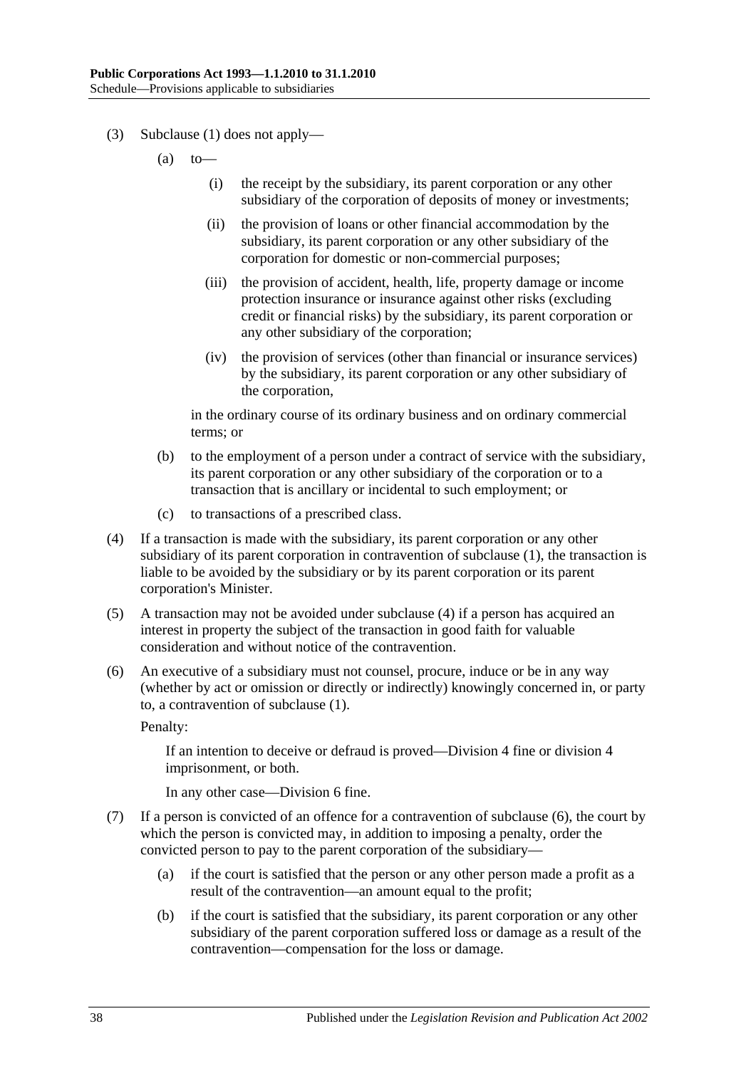(3) Subclause (1) does not apply—

(a) to—

(i) the receipt by the subsidiary, its parent corporation or any other subsidiary of the corporation of deposits of money or investments;

(ii) the provision of loans or other financial accommodation by the subsidiary, its parent corporation or any other subsidiary of the corporation for domestic or non-commercial purposes;

(iii) the provision of accident, health, life, property damage or income protection insurance or insurance against other risks (excluding credit or financial risks) by the subsidiary, its parent corporation or any other subsidiary of the corporation;

(iv) the provision of services (other than financial or insurance services) by the subsidiary, its parent corporation or any other subsidiary of the corporation,

in the ordinary course of its ordinary business and on ordinary commercial terms; or

(b) to the employment of a person under a contract of service with the subsidiary, its parent corporation or any other subsidiary of the corporation or to a transaction that is ancillary or incidental to such employment; or

(c) to transactions of a prescribed class.

(4) If a transaction is made with the subsidiary, its parent corporation or any other subsidiary of its parent corporation in contravention of subclause (1), the transaction is liable to be avoided by the subsidiary or by its parent corporation or its parent corporation's Minister.

(5) A transaction may not be avoided under subclause (4) if a person has acquired an interest in property the subject of the transaction in good faith for valuable consideration and without notice of the contravention.

(6) An executive of a subsidiary must not counsel, procure, induce or be in any way (whether by act or omission or directly or indirectly) knowingly concerned in, or party to, a contravention of subclause (1).

Penalty:

If an intention to deceive or defraud is proved—Division 4 fine or division 4 imprisonment, or both.

In any other case—Division 6 fine.

(7) If a person is convicted of an offence for a contravention of subclause (6), the court by which the person is convicted may, in addition to imposing a penalty, order the convicted person to pay to the parent corporation of the subsidiary—

(a) if the court is satisfied that the person or any other person made a profit as a result of the contravention—an amount equal to the profit;

(b) if the court is satisfied that the subsidiary, its parent corporation or any other subsidiary of the parent corporation suffered loss or damage as a result of the contravention—compensation for the loss or damage.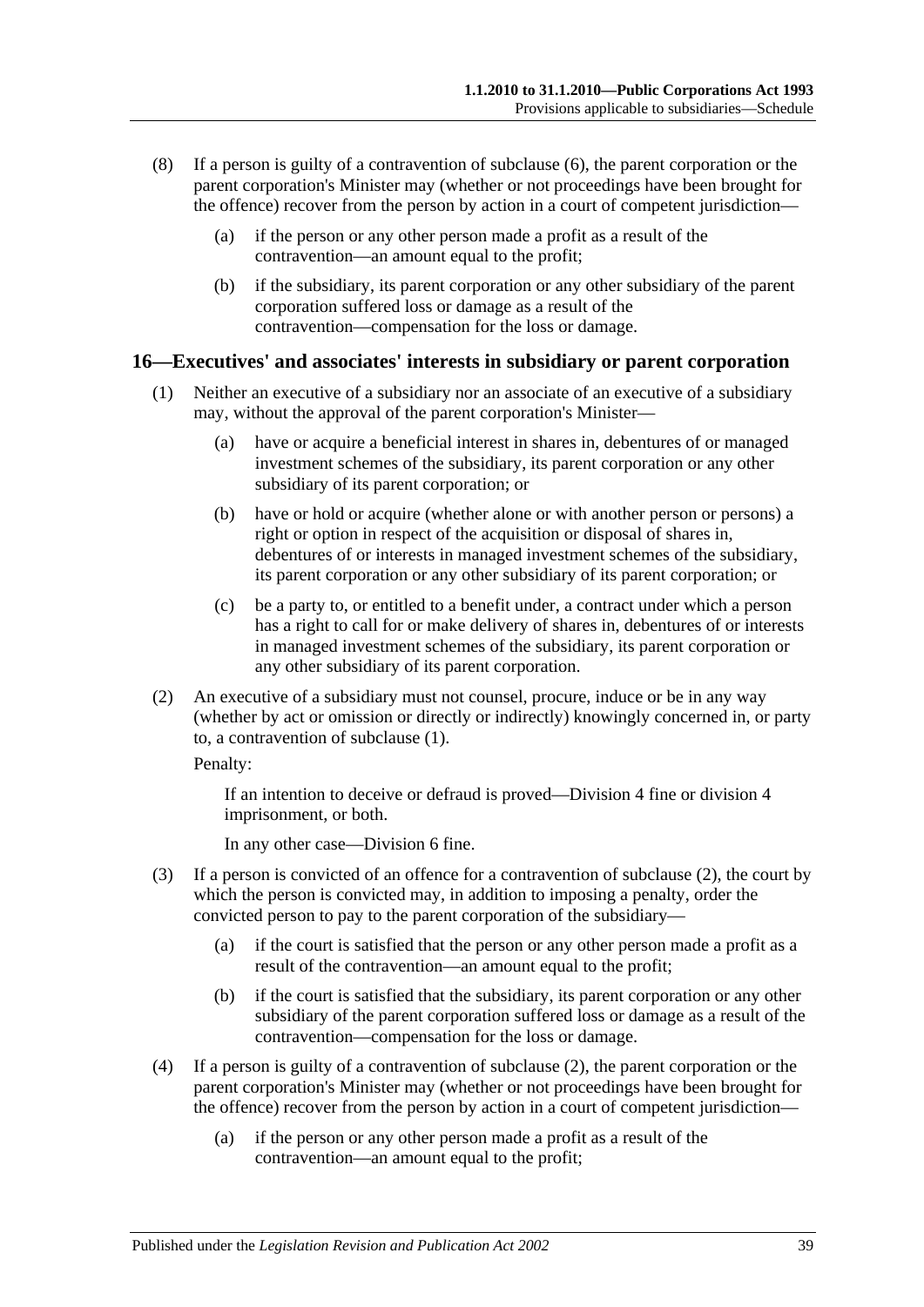(8) If a person is guilty of a contravention of subclause (6), the parent corporation or the parent corporation's Minister may (whether or not proceedings have been brought for the offence) recover from the person by action in a court of competent jurisdiction—

(a) if the person or any other person made a profit as a result of the contravention—an amount equal to the profit;

(b) if the subsidiary, its parent corporation or any other subsidiary of the parent corporation suffered loss or damage as a result of the contravention—compensation for the loss or damage.

## 16—Executives' and associates' interests in subsidiary or parent corporation

(1) Neither an executive of a subsidiary nor an associate of an executive of a subsidiary may, without the approval of the parent corporation's Minister—

(a) have or acquire a beneficial interest in shares in, debentures of or managed investment schemes of the subsidiary, its parent corporation or any other subsidiary of its parent corporation; or

(b) have or hold or acquire (whether alone or with another person or persons) a right or option in respect of the acquisition or disposal of shares in, debentures of or interests in managed investment schemes of the subsidiary, its parent corporation or any other subsidiary of its parent corporation; or

(c) be a party to, or entitled to a benefit under, a contract under which a person has a right to call for or make delivery of shares in, debentures of or interests in managed investment schemes of the subsidiary, its parent corporation or any other subsidiary of its parent corporation.

(2) An executive of a subsidiary must not counsel, procure, induce or be in any way (whether by act or omission or directly or indirectly) knowingly concerned in, or party to, a contravention of subclause (1).

Penalty:

If an intention to deceive or defraud is proved—Division 4 fine or division 4 imprisonment, or both.

In any other case—Division 6 fine.

(3) If a person is convicted of an offence for a contravention of subclause (2), the court by which the person is convicted may, in addition to imposing a penalty, order the convicted person to pay to the parent corporation of the subsidiary—

(a) if the court is satisfied that the person or any other person made a profit as a result of the contravention—an amount equal to the profit;

(b) if the court is satisfied that the subsidiary, its parent corporation or any other subsidiary of the parent corporation suffered loss or damage as a result of the contravention—compensation for the loss or damage.

(4) If a person is guilty of a contravention of subclause (2), the parent corporation or the parent corporation's Minister may (whether or not proceedings have been brought for the offence) recover from the person by action in a court of competent jurisdiction—

(a) if the person or any other person made a profit as a result of the contravention—an amount equal to the profit;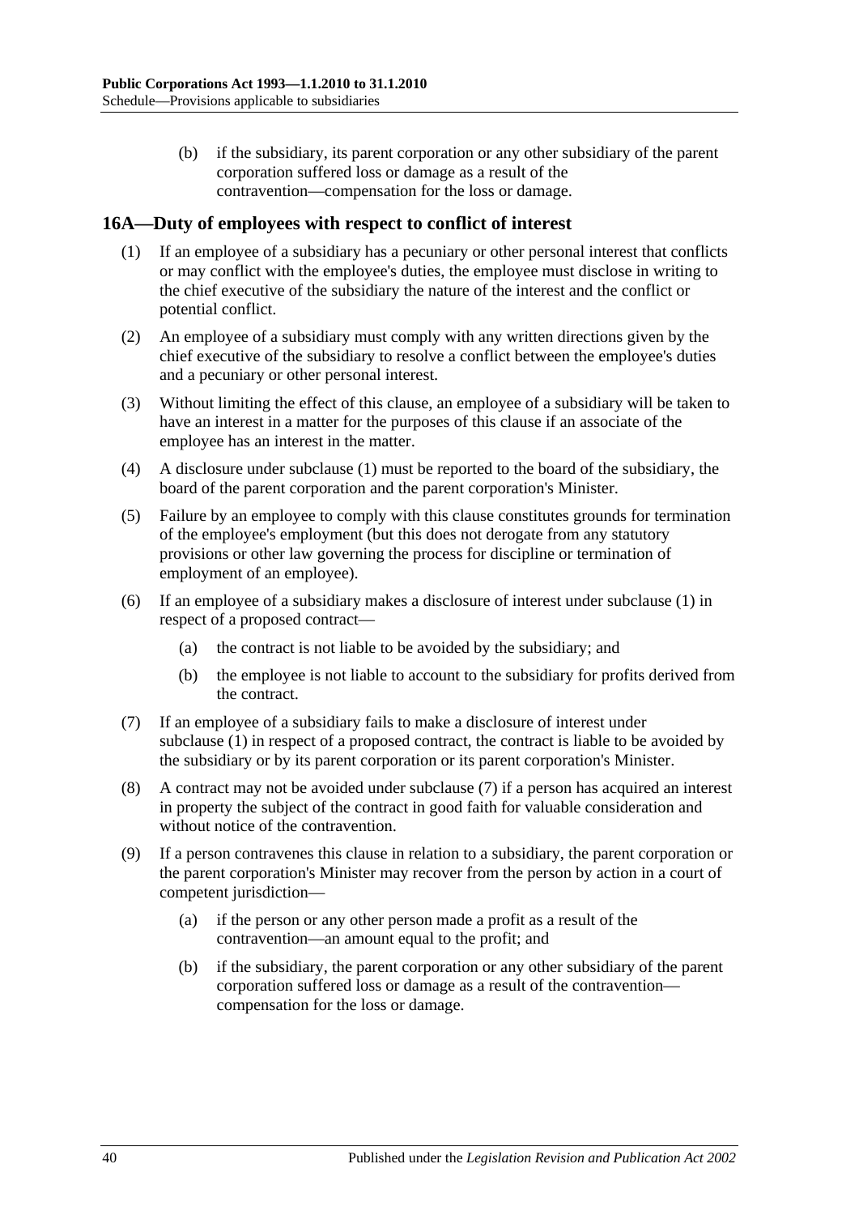(b) if the subsidiary, its parent corporation or any other subsidiary of the parent corporation suffered loss or damage as a result of the contravention—compensation for the loss or damage.

## 16A—Duty of employees with respect to conflict of interest

(1) If an employee of a subsidiary has a pecuniary or other personal interest that conflicts or may conflict with the employee's duties, the employee must disclose in writing to the chief executive of the subsidiary the nature of the interest and the conflict or potential conflict.

(2) An employee of a subsidiary must comply with any written directions given by the chief executive of the subsidiary to resolve a conflict between the employee's duties and a pecuniary or other personal interest.

(3) Without limiting the effect of this clause, an employee of a subsidiary will be taken to have an interest in a matter for the purposes of this clause if an associate of the employee has an interest in the matter.

(4) A disclosure under subclause (1) must be reported to the board of the subsidiary, the board of the parent corporation and the parent corporation's Minister.

(5) Failure by an employee to comply with this clause constitutes grounds for termination of the employee's employment (but this does not derogate from any statutory provisions or other law governing the process for discipline or termination of employment of an employee).

(6) If an employee of a subsidiary makes a disclosure of interest under subclause (1) in respect of a proposed contract—

(a) the contract is not liable to be avoided by the subsidiary; and

(b) the employee is not liable to account to the subsidiary for profits derived from the contract.

(7) If an employee of a subsidiary fails to make a disclosure of interest under subclause (1) in respect of a proposed contract, the contract is liable to be avoided by the subsidiary or by its parent corporation or its parent corporation's Minister.

(8) A contract may not be avoided under subclause (7) if a person has acquired an interest in property the subject of the contract in good faith for valuable consideration and without notice of the contravention.

(9) If a person contravenes this clause in relation to a subsidiary, the parent corporation or the parent corporation's Minister may recover from the person by action in a court of competent jurisdiction—

(a) if the person or any other person made a profit as a result of the contravention—an amount equal to the profit; and

(b) if the subsidiary, the parent corporation or any other subsidiary of the parent corporation suffered loss or damage as a result of the contravention—compensation for the loss or damage.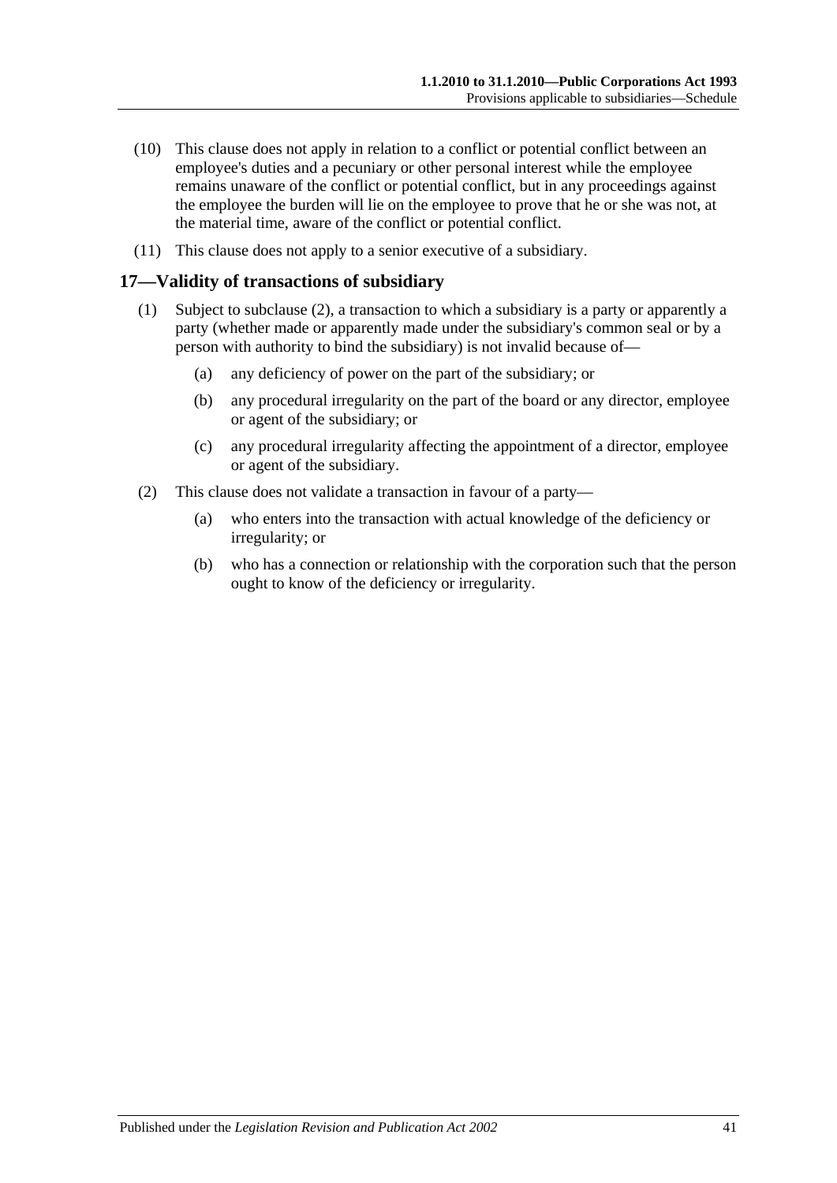(10) This clause does not apply in relation to a conflict or potential conflict between an employee's duties and a pecuniary or other personal interest while the employee remains unaware of the conflict or potential conflict, but in any proceedings against the employee the burden will lie on the employee to prove that he or she was not, at the material time, aware of the conflict or potential conflict.

(11) This clause does not apply to a senior executive of a subsidiary.

## 17—Validity of transactions of subsidiary

(1) Subject to subclause (2), a transaction to which a subsidiary is a party or apparently a party (whether made or apparently made under the subsidiary's common seal or by a person with authority to bind the subsidiary) is not invalid because of—

(a) any deficiency of power on the part of the subsidiary; or

(b) any procedural irregularity on the part of the board or any director, employee or agent of the subsidiary; or

(c) any procedural irregularity affecting the appointment of a director, employee or agent of the subsidiary.

(2) This clause does not validate a transaction in favour of a party—

(a) who enters into the transaction with actual knowledge of the deficiency or irregularity; or

(b) who has a connection or relationship with the corporation such that the person ought to know of the deficiency or irregularity.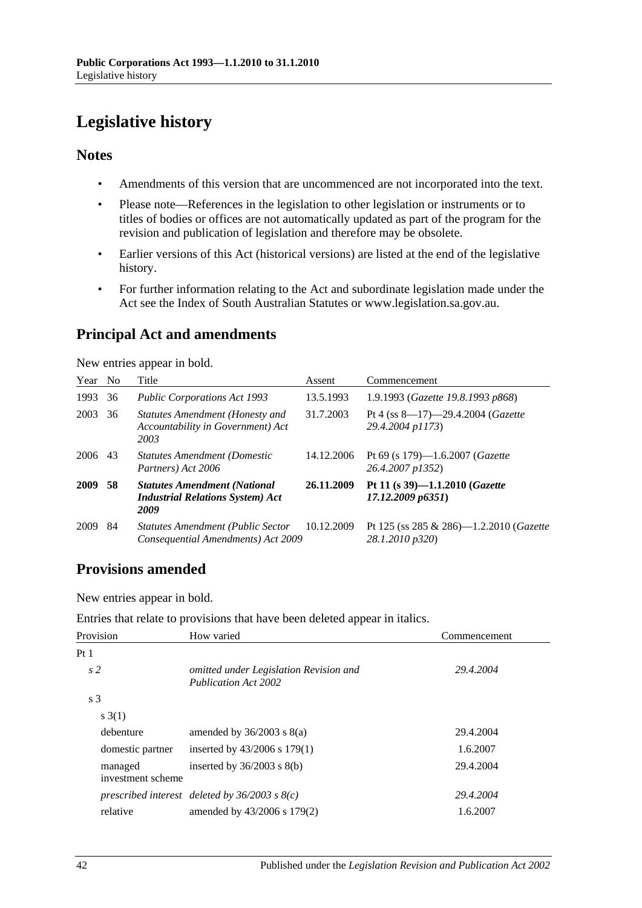# Legislative history

## Notes

- Amendments of this version that are uncommenced are not incorporated into the text.
- Please note—References in the legislation to other legislation or instruments or to titles of bodies or offices are not automatically updated as part of the program for the revision and publication of legislation and therefore may be obsolete.
- Earlier versions of this Act (historical versions) are listed at the end of the legislative history.
- For further information relating to the Act and subordinate legislation made under the Act see the Index of South Australian Statutes or www.legislation.sa.gov.au.

## Principal Act and amendments

New entries appear in bold.

| Year | No | Title | Assent | Commencement |
|---|---|---|---|---|
| 1993 | 36 | *Public Corporations Act 1993* | 13.5.1993 | 1.9.1993 (*Gazette 19.8.1993 p868*) |
| 2003 | 36 | *Statutes Amendment (Honesty and Accountability in Government) Act 2003* | 31.7.2003 | Pt 4 (ss 8—17)—29.4.2004 (*Gazette 29.4.2004 p1173*) |
| 2006 | 43 | *Statutes Amendment (Domestic Partners) Act 2006* | 14.12.2006 | Pt 69 (s 179)—1.6.2007 (*Gazette 26.4.2007 p1352*) |
| **2009** | **58** | ***Statutes Amendment (National Industrial Relations System) Act 2009*** | **26.11.2009** | **Pt 11 (s 39)—1.1.2010 (*Gazette 17.12.2009 p6351*)** |
| 2009 | 84 | *Statutes Amendment (Public Sector Consequential Amendments) Act 2009* | 10.12.2009 | Pt 125 (ss 285 & 286)—1.2.2010 (*Gazette 28.1.2010 p320*) |

## Provisions amended

New entries appear in bold.

Entries that relate to provisions that have been deleted appear in italics.

| Provision | How varied | Commencement |
|---|---|---|
| Pt 1 | | |
| *s 2* | *omitted under Legislation Revision and Publication Act 2002* | *29.4.2004* |
| s 3 | | |
| s 3(1) | | |
| debenture | amended by 36/2003 s 8(a) | 29.4.2004 |
| domestic partner | inserted by 43/2006 s 179(1) | 1.6.2007 |
| managed investment scheme | inserted by 36/2003 s 8(b) | 29.4.2004 |
| *prescribed interest* | *deleted by 36/2003 s 8(c)* | *29.4.2004* |
| relative | amended by 43/2006 s 179(2) | 1.6.2007 |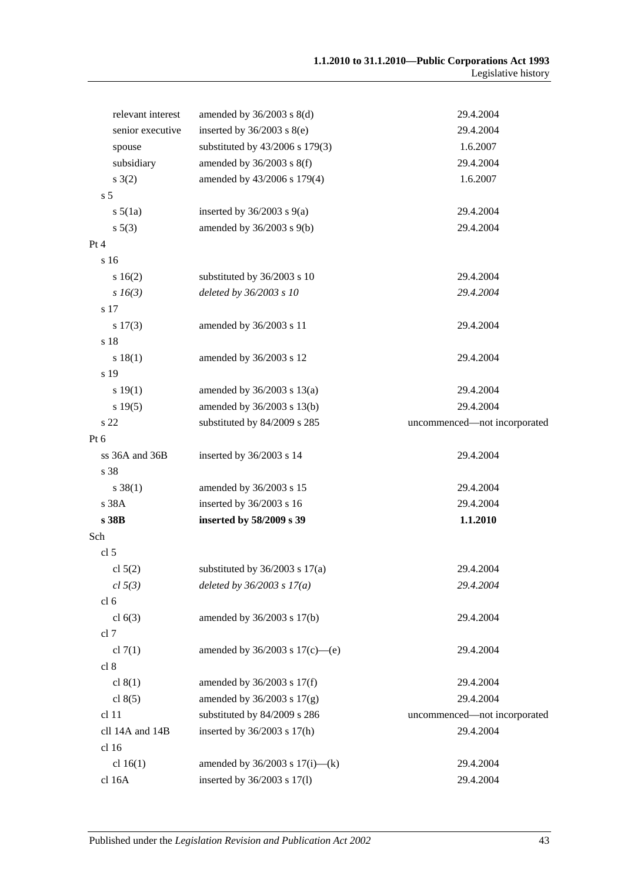| | | |
|---|---|---|
| relevant interest | amended by 36/2003 s 8(d) | 29.4.2004 |
| senior executive | inserted by 36/2003 s 8(e) | 29.4.2004 |
| spouse | substituted by 43/2006 s 179(3) | 1.6.2007 |
| subsidiary | amended by 36/2003 s 8(f) | 29.4.2004 |
| s 3(2) | amended by 43/2006 s 179(4) | 1.6.2007 |
| s 5 | | |
| s 5(1a) | inserted by 36/2003 s 9(a) | 29.4.2004 |
| s 5(3) | amended by 36/2003 s 9(b) | 29.4.2004 |
| Pt 4 | | |
| s 16 | | |
| s 16(2) | substituted by 36/2003 s 10 | 29.4.2004 |
| *s 16(3)* | *deleted by 36/2003 s 10* | *29.4.2004* |
| s 17 | | |
| s 17(3) | amended by 36/2003 s 11 | 29.4.2004 |
| s 18 | | |
| s 18(1) | amended by 36/2003 s 12 | 29.4.2004 |
| s 19 | | |
| s 19(1) | amended by 36/2003 s 13(a) | 29.4.2004 |
| s 19(5) | amended by 36/2003 s 13(b) | 29.4.2004 |
| s 22 | substituted by 84/2009 s 285 | uncommenced—not incorporated |
| Pt 6 | | |
| ss 36A and 36B | inserted by 36/2003 s 14 | 29.4.2004 |
| s 38 | | |
| s 38(1) | amended by 36/2003 s 15 | 29.4.2004 |
| s 38A | inserted by 36/2003 s 16 | 29.4.2004 |
| **s 38B** | **inserted by 58/2009 s 39** | **1.1.2010** |
| Sch | | |
| cl 5 | | |
| cl 5(2) | substituted by 36/2003 s 17(a) | 29.4.2004 |
| *cl 5(3)* | *deleted by 36/2003 s 17(a)* | *29.4.2004* |
| cl 6 | | |
| cl 6(3) | amended by 36/2003 s 17(b) | 29.4.2004 |
| cl 7 | | |
| cl 7(1) | amended by 36/2003 s 17(c)—(e) | 29.4.2004 |
| cl 8 | | |
| cl 8(1) | amended by 36/2003 s 17(f) | 29.4.2004 |
| cl 8(5) | amended by 36/2003 s 17(g) | 29.4.2004 |
| cl 11 | substituted by 84/2009 s 286 | uncommenced—not incorporated |
| cll 14A and 14B | inserted by 36/2003 s 17(h) | 29.4.2004 |
| cl 16 | | |
| cl 16(1) | amended by 36/2003 s 17(i)—(k) | 29.4.2004 |
| cl 16A | inserted by 36/2003 s 17(l) | 29.4.2004 |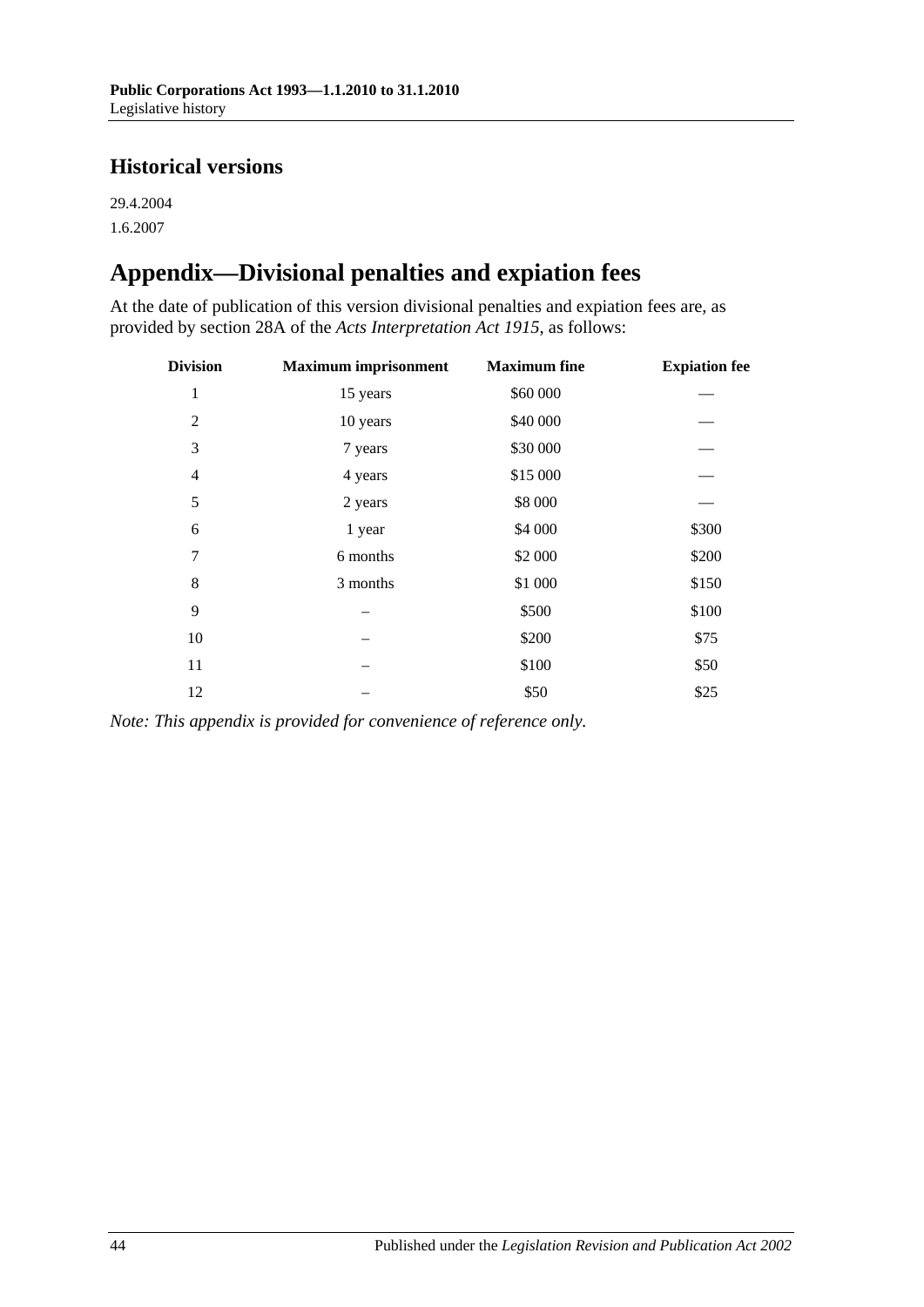## Historical versions

29.4.2004

1.6.2007

# Appendix—Divisional penalties and expiation fees

At the date of publication of this version divisional penalties and expiation fees are, as provided by section 28A of the *Acts Interpretation Act 1915*, as follows:

| Division | Maximum imprisonment | Maximum fine | Expiation fee |
|---|---|---|---|
| 1 | 15 years | \$60 000 | — |
| 2 | 10 years | \$40 000 | — |
| 3 | 7 years | \$30 000 | — |
| 4 | 4 years | \$15 000 | — |
| 5 | 2 years | \$8 000 | — |
| 6 | 1 year | \$4 000 | \$300 |
| 7 | 6 months | \$2 000 | \$200 |
| 8 | 3 months | \$1 000 | \$150 |
| 9 | – | \$500 | \$100 |
| 10 | – | \$200 | \$75 |
| 11 | – | \$100 | \$50 |
| 12 | – | \$50 | \$25 |

*Note: This appendix is provided for convenience of reference only.*